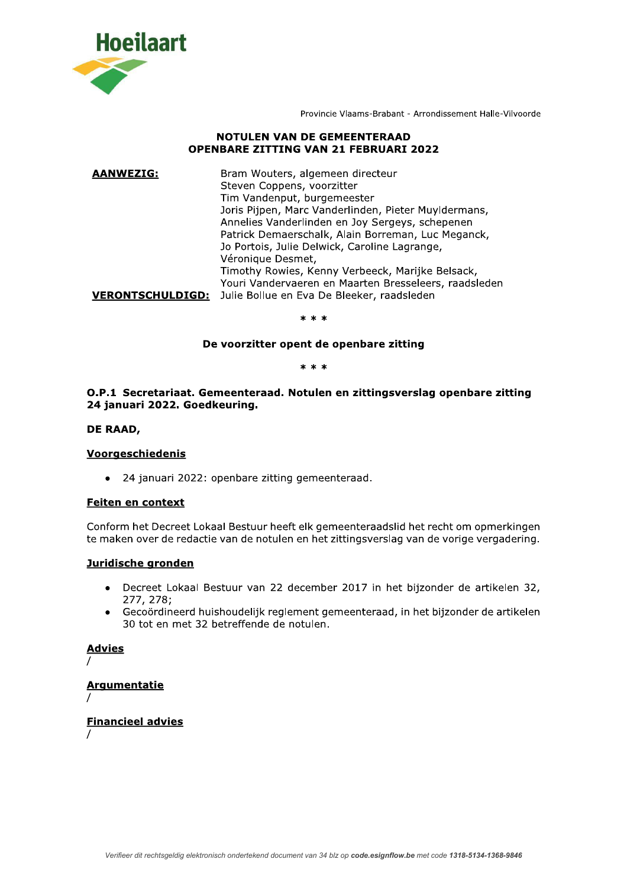Hoeilaart

Provincie Vlaams-Brabant - Arrondissement Halle-Vilvoorde

# NOTULEN VAN DE GEMEENTERAAD
# OPENBARE ZITTING VAN 21 FEBRUARI 2022

**AANWEZIG:** Bram Wouters, algemeen directeur
Steven Coppens, voorzitter
Tim Vandenput, burgemeester
Joris Pijpen, Marc Vanderlinden, Pieter Muyldermans, Annelies Vanderlinden en Joy Sergeys, schepenen
Patrick Demaerschalk, Alain Borreman, Luc Meganck, Jo Portois, Julie Delwick, Caroline Lagrange, Véronique Desmet, Timothy Rowies, Kenny Verbeeck, Marijke Belsack, Youri Vandervaeren en Maarten Bresseleers, raadsleden

**VERONTSCHULDIGD:** Julie Bollue en Eva De Bleeker, raadsleden

\* \* \*

**De voorzitter opent de openbare zitting**

\* \* \*

## O.P.1 Secretariaat. Gemeenteraad. Notulen en zittingsverslag openbare zitting 24 januari 2022. Goedkeuring.

**DE RAAD,**

### Voorgeschiedenis

- 24 januari 2022: openbare zitting gemeenteraad.

### Feiten en context

Conform het Decreet Lokaal Bestuur heeft elk gemeenteraadslid het recht om opmerkingen te maken over de redactie van de notulen en het zittingsverslag van de vorige vergadering.

### Juridische gronden

- Decreet Lokaal Bestuur van 22 december 2017 in het bijzonder de artikelen 32, 277, 278;
- Gecoördineerd huishoudelijk reglement gemeenteraad, in het bijzonder de artikelen 30 tot en met 32 betreffende de notulen.

### Advies

/

### Argumentatie

/

### Financieel advies

/

*Verifieer dit rechtsgeldig elektronisch ondertekend document van 34 blz op **code.esignflow.be** met code **1318-5134-1368-9846***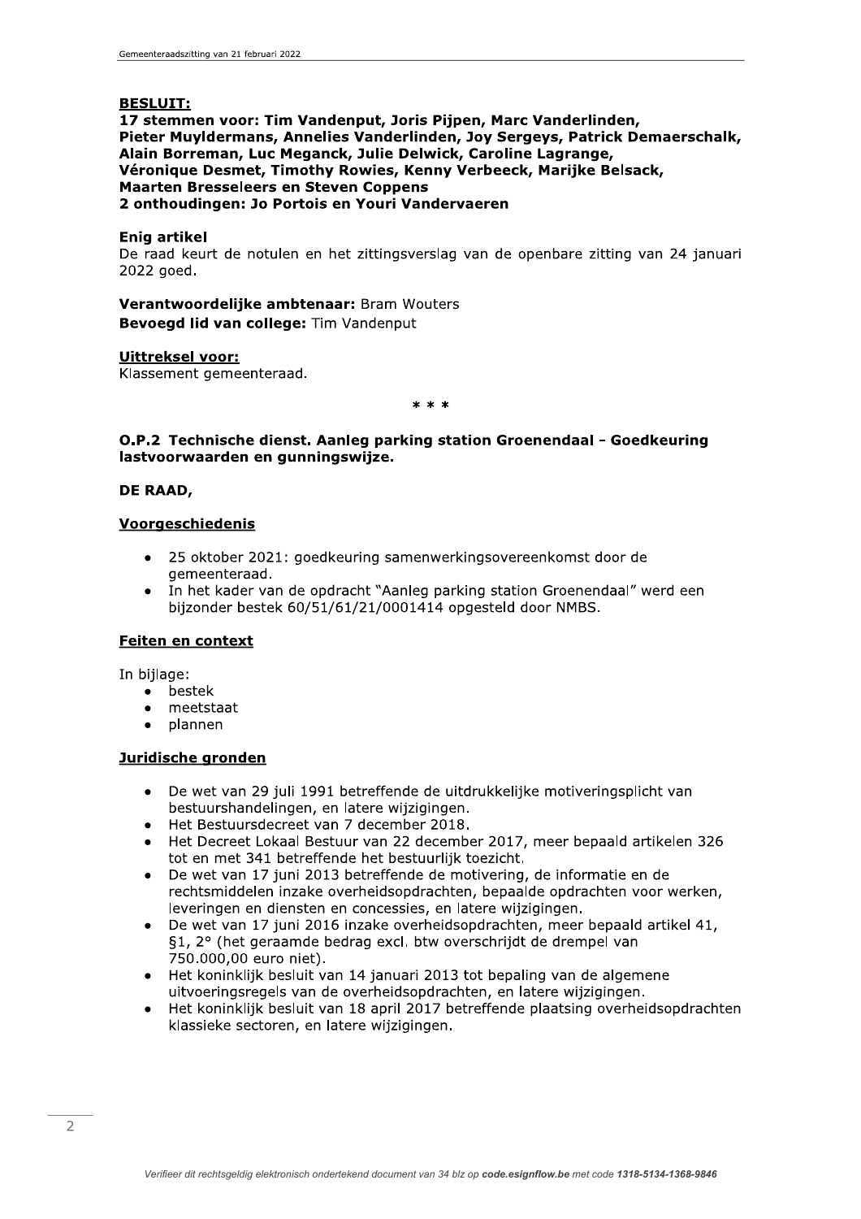**BESLUIT:**
**17 stemmen voor: Tim Vandenput, Joris Pijpen, Marc Vanderlinden, Pieter Muyldermans, Annelies Vanderlinden, Joy Sergeys, Patrick Demaerschalk, Alain Borreman, Luc Meganck, Julie Delwick, Caroline Lagrange, Véronique Desmet, Timothy Rowies, Kenny Verbeeck, Marijke Belsack, Maarten Bresseleers en Steven Coppens**
**2 onthoudingen: Jo Portois en Youri Vandervaeren**

**Enig artikel**
De raad keurt de notulen en het zittingsverslag van de openbare zitting van 24 januari 2022 goed.

**Verantwoordelijke ambtenaar:** Bram Wouters
**Bevoegd lid van college:** Tim Vandenput

**Uittreksel voor:**
Klassement gemeenteraad.

* * *

**O.P.2 Technische dienst. Aanleg parking station Groenendaal - Goedkeuring lastvoorwaarden en gunningswijze.**

**DE RAAD,**

**Voorgeschiedenis**

- 25 oktober 2021: goedkeuring samenwerkingsovereenkomst door de gemeenteraad.
- In het kader van de opdracht "Aanleg parking station Groenendaal" werd een bijzonder bestek 60/51/61/21/0001414 opgesteld door NMBS.

**Feiten en context**

In bijlage:
- bestek
- meetstaat
- plannen

**Juridische gronden**

- De wet van 29 juli 1991 betreffende de uitdrukkelijke motiveringsplicht van bestuurshandelingen, en latere wijzigingen.
- Het Bestuursdecreet van 7 december 2018.
- Het Decreet Lokaal Bestuur van 22 december 2017, meer bepaald artikelen 326 tot en met 341 betreffende het bestuurlijk toezicht.
- De wet van 17 juni 2013 betreffende de motivering, de informatie en de rechtsmiddelen inzake overheidsopdrachten, bepaalde opdrachten voor werken, leveringen en diensten en concessies, en latere wijzigingen.
- De wet van 17 juni 2016 inzake overheidsopdrachten, meer bepaald artikel 41, §1, 2° (het geraamde bedrag excl. btw overschrijdt de drempel van 750.000,00 euro niet).
- Het koninklijk besluit van 14 januari 2013 tot bepaling van de algemene uitvoeringsregels van de overheidsopdrachten, en latere wijzigingen.
- Het koninklijk besluit van 18 april 2017 betreffende plaatsing overheidsopdrachten klassieke sectoren, en latere wijzigingen.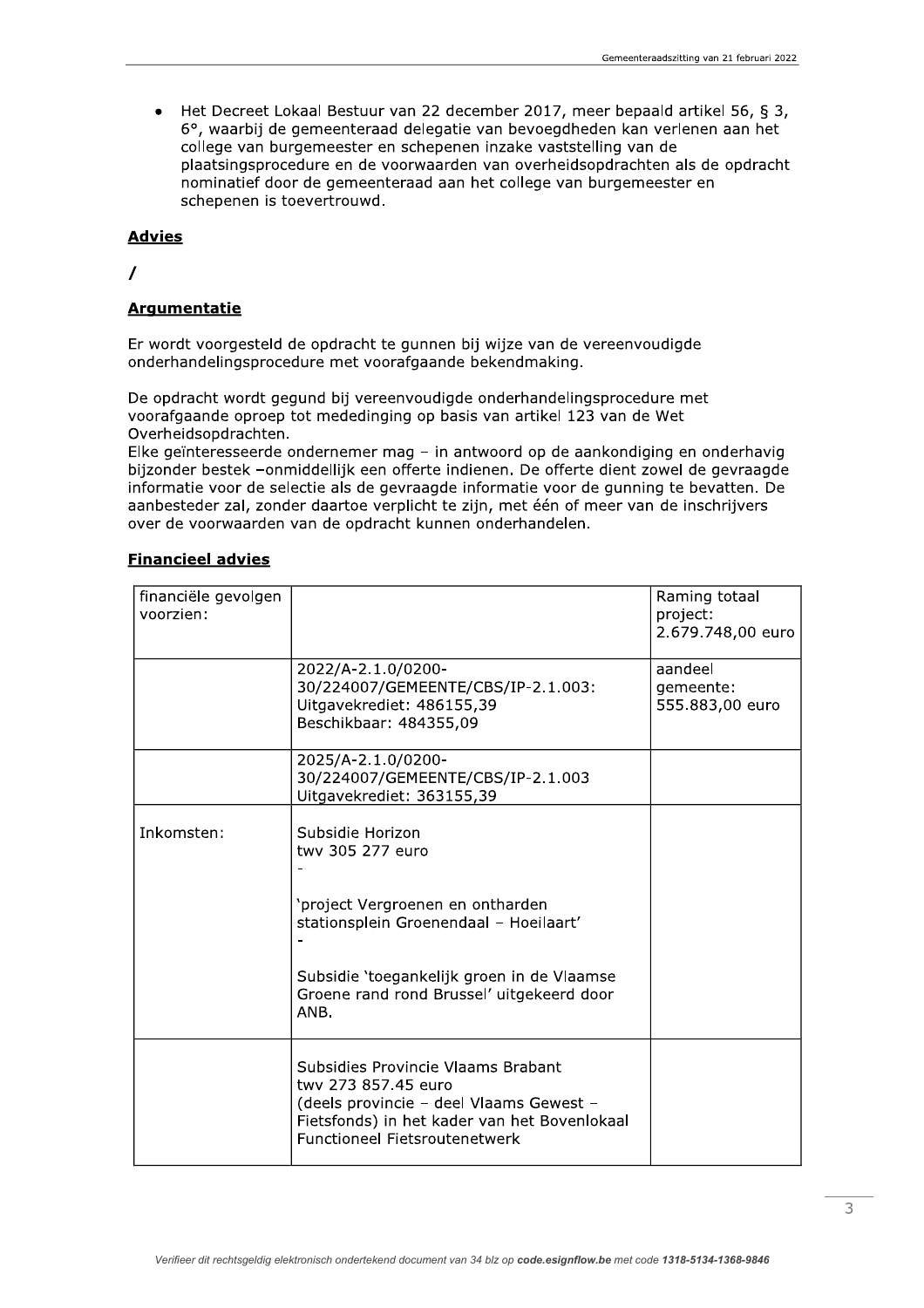- Het Decreet Lokaal Bestuur van 22 december 2017, meer bepaald artikel 56, § 3, 6°, waarbij de gemeenteraad delegatie van bevoegdheden kan verlenen aan het college van burgemeester en schepenen inzake vaststelling van de plaatsingsprocedure en de voorwaarden van overheidsopdrachten als de opdracht nominatief door de gemeenteraad aan het college van burgemeester en schepenen is toevertrouwd.

**Advies**

/

**Argumentatie**

Er wordt voorgesteld de opdracht te gunnen bij wijze van de vereenvoudigde onderhandelingsprocedure met voorafgaande bekendmaking.

De opdracht wordt gegund bij vereenvoudigde onderhandelingsprocedure met voorafgaande oproep tot mededinging op basis van artikel 123 van de Wet Overheidsopdrachten.
Elke geïnteresseerde ondernemer mag – in antwoord op de aankondiging en onderhavig bijzonder bestek –onmiddellijk een offerte indienen. De offerte dient zowel de gevraagde informatie voor de selectie als de gevraagde informatie voor de gunning te bevatten. De aanbesteder zal, zonder daartoe verplicht te zijn, met één of meer van de inschrijvers over de voorwaarden van de opdracht kunnen onderhandelen.

**Financieel advies**

| financiële gevolgen voorzien: | | Raming totaal project: 2.679.748,00 euro |
|---|---|---|
| | 2022/A-2.1.0/0200-30/224007/GEMEENTE/CBS/IP-2.1.003: Uitgavekrediet: 486155,39 Beschikbaar: 484355,09 | aandeel gemeente: 555.883,00 euro |
| | 2025/A-2.1.0/0200-30/224007/GEMEENTE/CBS/IP-2.1.003 Uitgavekrediet: 363155,39 | |
| Inkomsten: | Subsidie Horizon twv 305 277 euro - 'project Vergroenen en ontharden stationsplein Groenendaal – Hoeilaart' - Subsidie 'toegankelijk groen in de Vlaamse Groene rand rond Brussel' uitgekeerd door ANB. | |
| | Subsidies Provincie Vlaams Brabant twv 273 857.45 euro (deels provincie – deel Vlaams Gewest – Fietsfonds) in het kader van het Bovenlokaal Functioneel Fietsroutenetwerk | |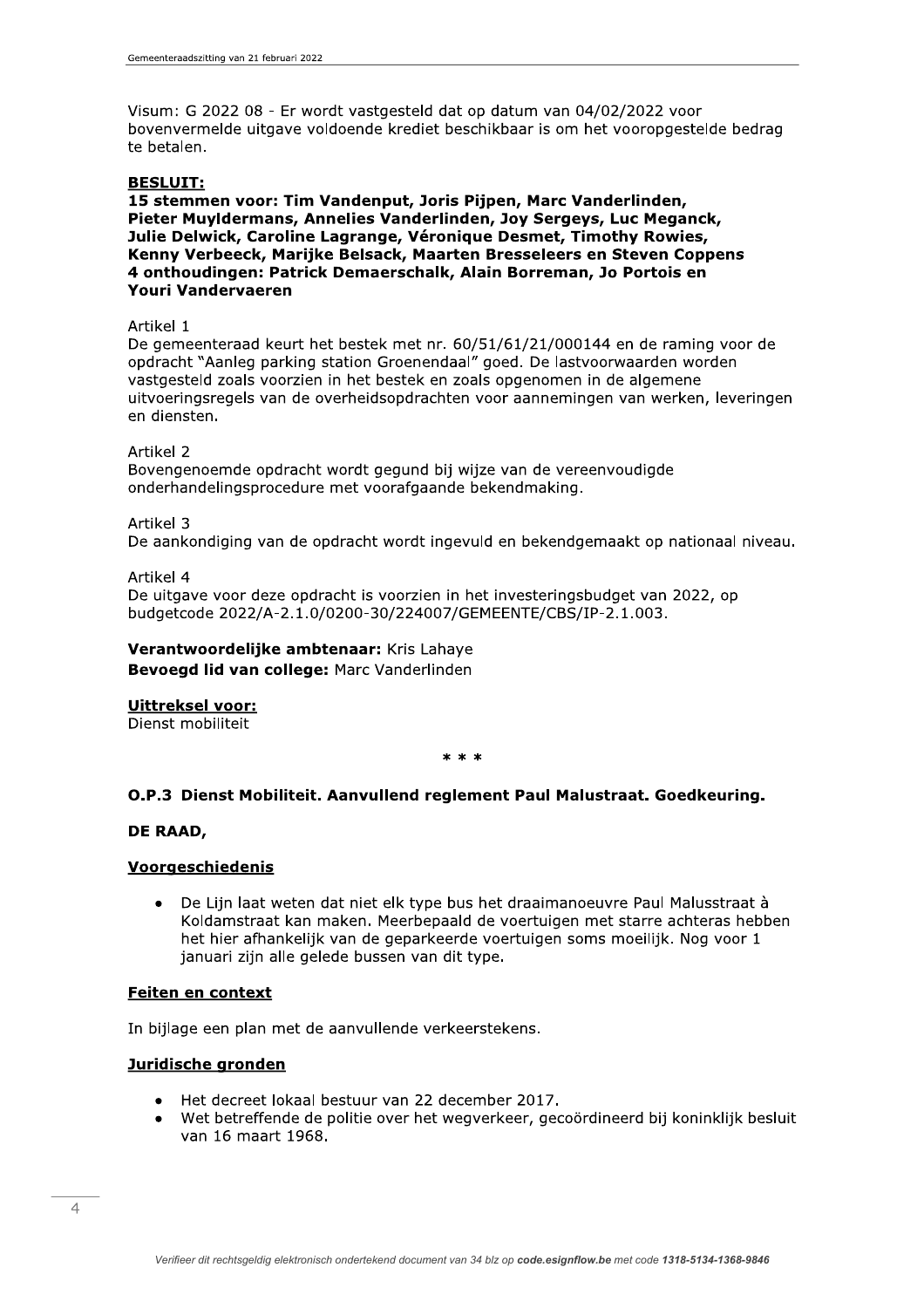Visum: G 2022 08 - Er wordt vastgesteld dat op datum van 04/02/2022 voor bovenvermelde uitgave voldoende krediet beschikbaar is om het vooropgestelde bedrag te betalen.

**BESLUIT:**

**15 stemmen voor: Tim Vandenput, Joris Pijpen, Marc Vanderlinden, Pieter Muyldermans, Annelies Vanderlinden, Joy Sergeys, Luc Meganck, Julie Delwick, Caroline Lagrange, Véronique Desmet, Timothy Rowies, Kenny Verbeeck, Marijke Belsack, Maarten Bresseleers en Steven Coppens**
**4 onthoudingen: Patrick Demaerschalk, Alain Borreman, Jo Portois en Youri Vandervaeren**

Artikel 1
De gemeenteraad keurt het bestek met nr. 60/51/61/21/000144 en de raming voor de opdracht "Aanleg parking station Groenendaal" goed. De lastvoorwaarden worden vastgesteld zoals voorzien in het bestek en zoals opgenomen in de algemene uitvoeringsregels van de overheidsopdrachten voor aannemingen van werken, leveringen en diensten.

Artikel 2
Bovengenoemde opdracht wordt gegund bij wijze van de vereenvoudigde onderhandelingsprocedure met voorafgaande bekendmaking.

Artikel 3
De aankondiging van de opdracht wordt ingevuld en bekendgemaakt op nationaal niveau.

Artikel 4
De uitgave voor deze opdracht is voorzien in het investeringsbudget van 2022, op budgetcode 2022/A-2.1.0/0200-30/224007/GEMEENTE/CBS/IP-2.1.003.

**Verantwoordelijke ambtenaar:** Kris Lahaye
**Bevoegd lid van college:** Marc Vanderlinden

**Uittreksel voor:**
Dienst mobiliteit

\* \* \*

### O.P.3 Dienst Mobiliteit. Aanvullend reglement Paul Malustraat. Goedkeuring.

**DE RAAD,**

**Voorgeschiedenis**

- De Lijn laat weten dat niet elk type bus het draaimanoeuvre Paul Malusstraat à Koldamstraat kan maken. Meerbepaald de voertuigen met starre achteras hebben het hier afhankelijk van de geparkeerde voertuigen soms moeilijk. Nog voor 1 januari zijn alle gelede bussen van dit type.

**Feiten en context**

In bijlage een plan met de aanvullende verkeerstekens.

**Juridische gronden**

- Het decreet lokaal bestuur van 22 december 2017.
- Wet betreffende de politie over het wegverkeer, gecoördineerd bij koninklijk besluit van 16 maart 1968.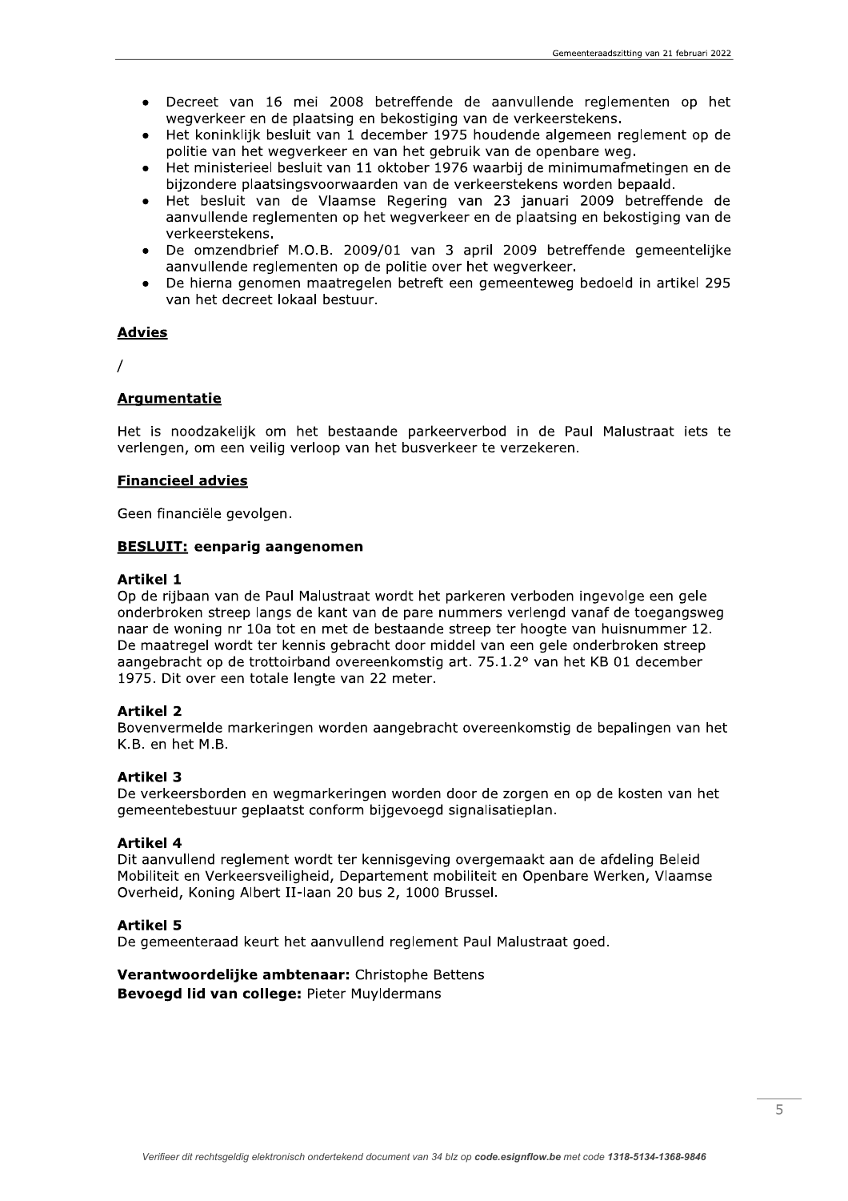- Decreet van 16 mei 2008 betreffende de aanvullende reglementen op het wegverkeer en de plaatsing en bekostiging van de verkeerstekens.
- Het koninklijk besluit van 1 december 1975 houdende algemeen reglement op de politie van het wegverkeer en van het gebruik van de openbare weg.
- Het ministerieel besluit van 11 oktober 1976 waarbij de minimumafmetingen en de bijzondere plaatsingsvoorwaarden van de verkeerstekens worden bepaald.
- Het besluit van de Vlaamse Regering van 23 januari 2009 betreffende de aanvullende reglementen op het wegverkeer en de plaatsing en bekostiging van de verkeerstekens.
- De omzendbrief M.O.B. 2009/01 van 3 april 2009 betreffende gemeentelijke aanvullende reglementen op de politie over het wegverkeer.
- De hierna genomen maatregelen betreft een gemeenteweg bedoeld in artikel 295 van het decreet lokaal bestuur.

## Advies

/

## Argumentatie

Het is noodzakelijk om het bestaande parkeerverbod in de Paul Malustraat iets te verlengen, om een veilig verloop van het busverkeer te verzekeren.

## Financieel advies

Geen financiële gevolgen.

## BESLUIT: eenparig aangenomen

### Artikel 1

Op de rijbaan van de Paul Malustraat wordt het parkeren verboden ingevolge een gele onderbroken streep langs de kant van de pare nummers verlengd vanaf de toegangsweg naar de woning nr 10a tot en met de bestaande streep ter hoogte van huisnummer 12. De maatregel wordt ter kennis gebracht door middel van een gele onderbroken streep aangebracht op de trottoirband overeenkomstig art. 75.1.2° van het KB 01 december 1975. Dit over een totale lengte van 22 meter.

### Artikel 2

Bovenvermelde markeringen worden aangebracht overeenkomstig de bepalingen van het K.B. en het M.B.

### Artikel 3

De verkeersborden en wegmarkeringen worden door de zorgen en op de kosten van het gemeentebestuur geplaatst conform bijgevoegd signalisatieplan.

### Artikel 4

Dit aanvullend reglement wordt ter kennisgeving overgemaakt aan de afdeling Beleid Mobiliteit en Verkeersveiligheid, Departement mobiliteit en Openbare Werken, Vlaamse Overheid, Koning Albert II-laan 20 bus 2, 1000 Brussel.

### Artikel 5

De gemeenteraad keurt het aanvullend reglement Paul Malustraat goed.

**Verantwoordelijke ambtenaar:** Christophe Bettens
**Bevoegd lid van college:** Pieter Muyldermans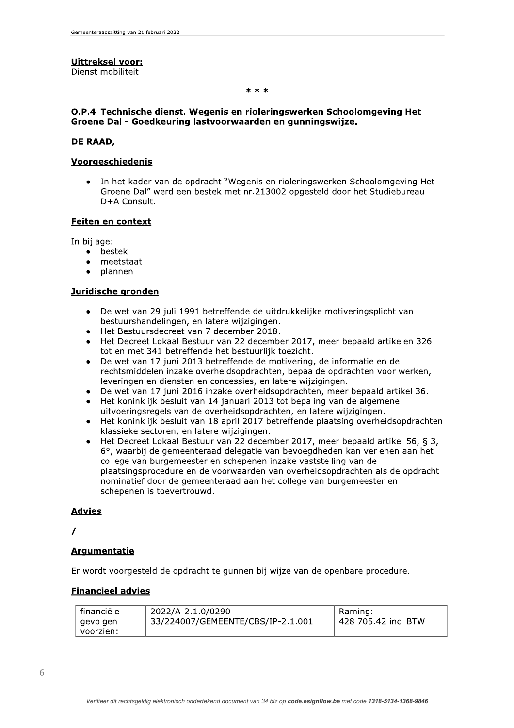**Uittreksel voor:**
Dienst mobiliteit

\* \* \*

### O.P.4 Technische dienst. Wegenis en rioleringswerken Schoolomgeving Het Groene Dal - Goedkeuring lastvoorwaarden en gunningswijze.

**DE RAAD,**

**Voorgeschiedenis**

- In het kader van de opdracht "Wegenis en rioleringswerken Schoolomgeving Het Groene Dal" werd een bestek met nr.213002 opgesteld door het Studiebureau D+A Consult.

**Feiten en context**

In bijlage:
- bestek
- meetstaat
- plannen

**Juridische gronden**

- De wet van 29 juli 1991 betreffende de uitdrukkelijke motiveringsplicht van bestuurshandelingen, en latere wijzigingen.
- Het Bestuursdecreet van 7 december 2018.
- Het Decreet Lokaal Bestuur van 22 december 2017, meer bepaald artikelen 326 tot en met 341 betreffende het bestuurlijk toezicht.
- De wet van 17 juni 2013 betreffende de motivering, de informatie en de rechtsmiddelen inzake overheidsopdrachten, bepaalde opdrachten voor werken, leveringen en diensten en concessies, en latere wijzigingen.
- De wet van 17 juni 2016 inzake overheidsopdrachten, meer bepaald artikel 36.
- Het koninklijk besluit van 14 januari 2013 tot bepaling van de algemene uitvoeringsregels van de overheidsopdrachten, en latere wijzigingen.
- Het koninklijk besluit van 18 april 2017 betreffende plaatsing overheidsopdrachten klassieke sectoren, en latere wijzigingen.
- Het Decreet Lokaal Bestuur van 22 december 2017, meer bepaald artikel 56, § 3, 6°, waarbij de gemeenteraad delegatie van bevoegdheden kan verlenen aan het college van burgemeester en schepenen inzake vaststelling van de plaatsingsprocedure en de voorwaarden van overheidsopdrachten als de opdracht nominatief door de gemeenteraad aan het college van burgemeester en schepenen is toevertrouwd.

**Advies**

/

**Argumentatie**

Er wordt voorgesteld de opdracht te gunnen bij wijze van de openbare procedure.

**Financieel advies**

| financiële gevolgen voorzien: | 2022/A-2.1.0/0290-33/224007/GEMEENTE/CBS/IP-2.1.001 | Raming: 428 705.42 incl BTW |
|---|---|---|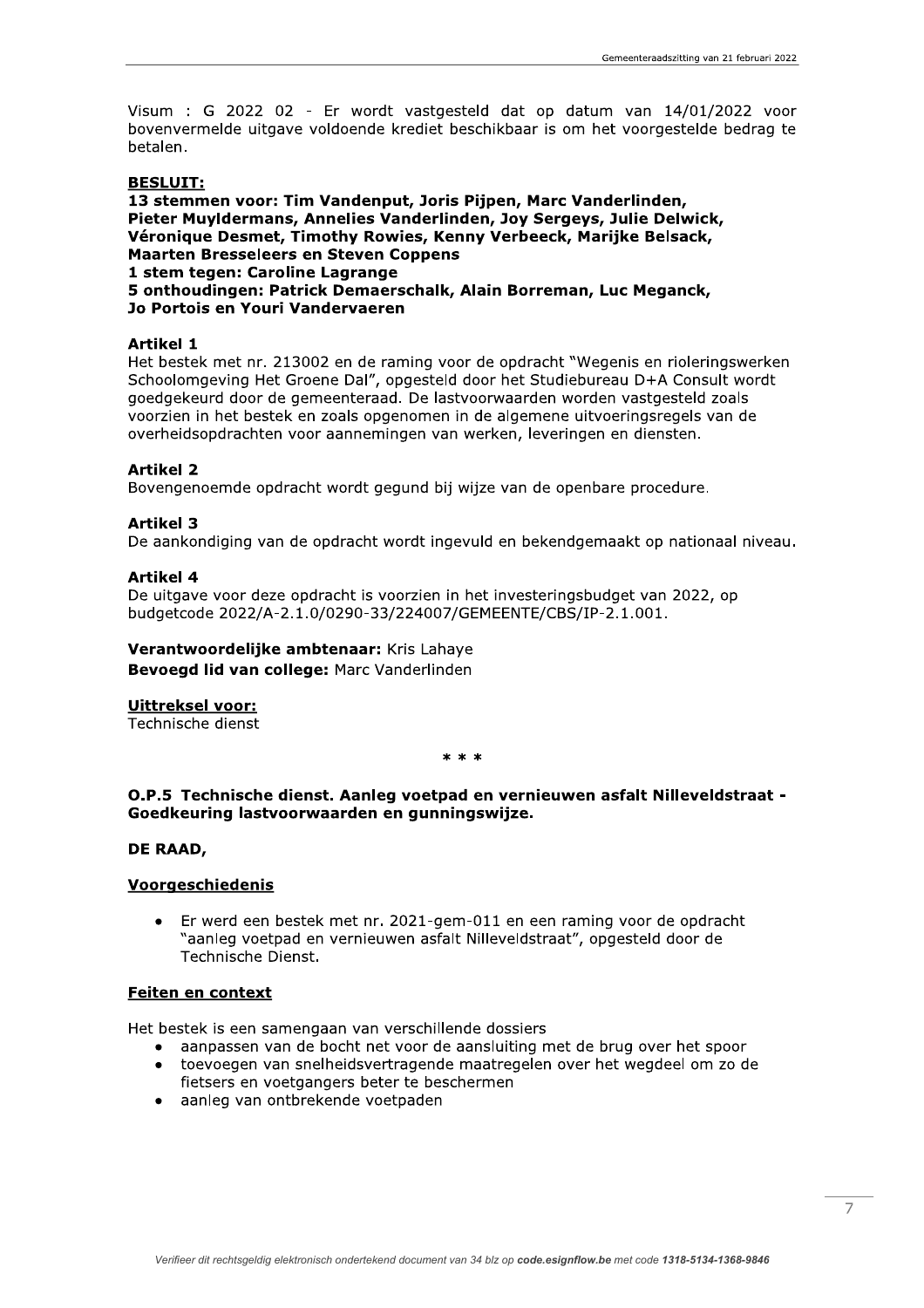Visum : G 2022 02 - Er wordt vastgesteld dat op datum van 14/01/2022 voor bovenvermelde uitgave voldoende krediet beschikbaar is om het voorgestelde bedrag te betalen.

**BESLUIT:**

**13 stemmen voor: Tim Vandenput, Joris Pijpen, Marc Vanderlinden, Pieter Muyldermans, Annelies Vanderlinden, Joy Sergeys, Julie Delwick, Véronique Desmet, Timothy Rowies, Kenny Verbeeck, Marijke Belsack, Maarten Bresseleers en Steven Coppens**
**1 stem tegen: Caroline Lagrange**
**5 onthoudingen: Patrick Demaerschalk, Alain Borreman, Luc Meganck, Jo Portois en Youri Vandervaeren**

**Artikel 1**
Het bestek met nr. 213002 en de raming voor de opdracht "Wegenis en rioleringswerken Schoolomgeving Het Groene Dal", opgesteld door het Studiebureau D+A Consult wordt goedgekeurd door de gemeenteraad. De lastvoorwaarden worden vastgesteld zoals voorzien in het bestek en zoals opgenomen in de algemene uitvoeringsregels van de overheidsopdrachten voor aannemingen van werken, leveringen en diensten.

**Artikel 2**
Bovengenoemde opdracht wordt gegund bij wijze van de openbare procedure.

**Artikel 3**
De aankondiging van de opdracht wordt ingevuld en bekendgemaakt op nationaal niveau.

**Artikel 4**
De uitgave voor deze opdracht is voorzien in het investeringsbudget van 2022, op budgetcode 2022/A-2.1.0/0290-33/224007/GEMEENTE/CBS/IP-2.1.001.

**Verantwoordelijke ambtenaar:** Kris Lahaye
**Bevoegd lid van college:** Marc Vanderlinden

**Uittreksel voor:**
Technische dienst

\* \* \*

**O.P.5 Technische dienst. Aanleg voetpad en vernieuwen asfalt Nilleveldstraat - Goedkeuring lastvoorwaarden en gunningswijze.**

**DE RAAD,**

**Voorgeschiedenis**

- Er werd een bestek met nr. 2021-gem-011 en een raming voor de opdracht "aanleg voetpad en vernieuwen asfalt Nilleveldstraat", opgesteld door de Technische Dienst.

**Feiten en context**

Het bestek is een samengaan van verschillende dossiers

- aanpassen van de bocht net voor de aansluiting met de brug over het spoor
- toevoegen van snelheidsvertragende maatregelen over het wegdeel om zo de fietsers en voetgangers beter te beschermen
- aanleg van ontbrekende voetpaden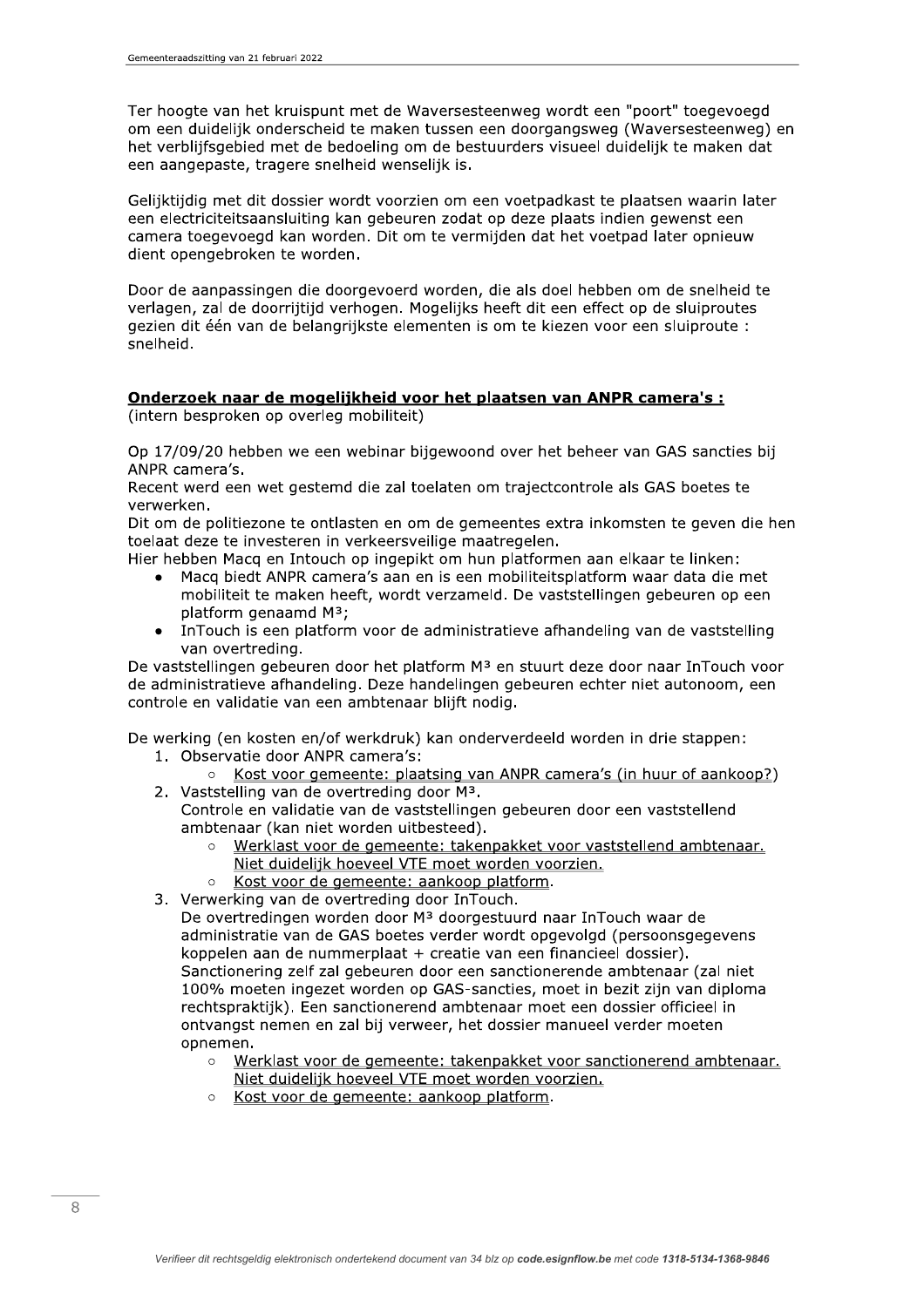Ter hoogte van het kruispunt met de Waversesteenweg wordt een "poort" toegevoegd om een duidelijk onderscheid te maken tussen een doorgangsweg (Waversesteenweg) en het verblijfsgebied met de bedoeling om de bestuurders visueel duidelijk te maken dat een aangepaste, tragere snelheid wenselijk is.

Gelijktijdig met dit dossier wordt voorzien om een voetpadkast te plaatsen waarin later een electriciteitsaansluiting kan gebeuren zodat op deze plaats indien gewenst een camera toegevoegd kan worden. Dit om te vermijden dat het voetpad later opnieuw dient opengebroken te worden.

Door de aanpassingen die doorgevoerd worden, die als doel hebben om de snelheid te verlagen, zal de doorrijtijd verhogen. Mogelijks heeft dit een effect op de sluiproutes gezien dit één van de belangrijkste elementen is om te kiezen voor een sluiproute : snelheid.

**Onderzoek naar de mogelijkheid voor het plaatsen van ANPR camera's :**
(intern besproken op overleg mobiliteit)

Op 17/09/20 hebben we een webinar bijgewoond over het beheer van GAS sancties bij ANPR camera's.
Recent werd een wet gestemd die zal toelaten om trajectcontrole als GAS boetes te verwerken.
Dit om de politiezone te ontlasten en om de gemeentes extra inkomsten te geven die hen toelaat deze te investeren in verkeersveilige maatregelen.
Hier hebben Macq en Intouch op ingepikt om hun platformen aan elkaar te linken:

- Macq biedt ANPR camera's aan en is een mobiliteitsplatform waar data die met mobiliteit te maken heeft, wordt verzameld. De vaststellingen gebeuren op een platform genaamd M³;
- InTouch is een platform voor de administratieve afhandeling van de vaststelling van overtreding.

De vaststellingen gebeuren door het platform M³ en stuurt deze door naar InTouch voor de administratieve afhandeling. Deze handelingen gebeuren echter niet autonoom, een controle en validatie van een ambtenaar blijft nodig.

De werking (en kosten en/of werkdruk) kan onderverdeeld worden in drie stappen:

1. Observatie door ANPR camera's:
   - Kost voor gemeente: plaatsing van ANPR camera's (in huur of aankoop?)
2. Vaststelling van de overtreding door M³.
   Controle en validatie van de vaststellingen gebeuren door een vaststellend ambtenaar (kan niet worden uitbesteed).
   - Werklast voor de gemeente: takenpakket voor vaststellend ambtenaar. Niet duidelijk hoeveel VTE moet worden voorzien.
   - Kost voor de gemeente: aankoop platform.
3. Verwerking van de overtreding door InTouch.
   De overtredingen worden door M³ doorgestuurd naar InTouch waar de administratie van de GAS boetes verder wordt opgevolgd (persoonsgegevens koppelen aan de nummerplaat + creatie van een financieel dossier).
   Sanctionering zelf zal gebeuren door een sanctionerende ambtenaar (zal niet 100% moeten ingezet worden op GAS-sancties, moet in bezit zijn van diploma rechtspraktijk). Een sanctionerend ambtenaar moet een dossier officieel in ontvangst nemen en zal bij verweer, het dossier manueel verder moeten opnemen.
   - Werklast voor de gemeente: takenpakket voor sanctionerend ambtenaar. Niet duidelijk hoeveel VTE moet worden voorzien.
   - Kost voor de gemeente: aankoop platform.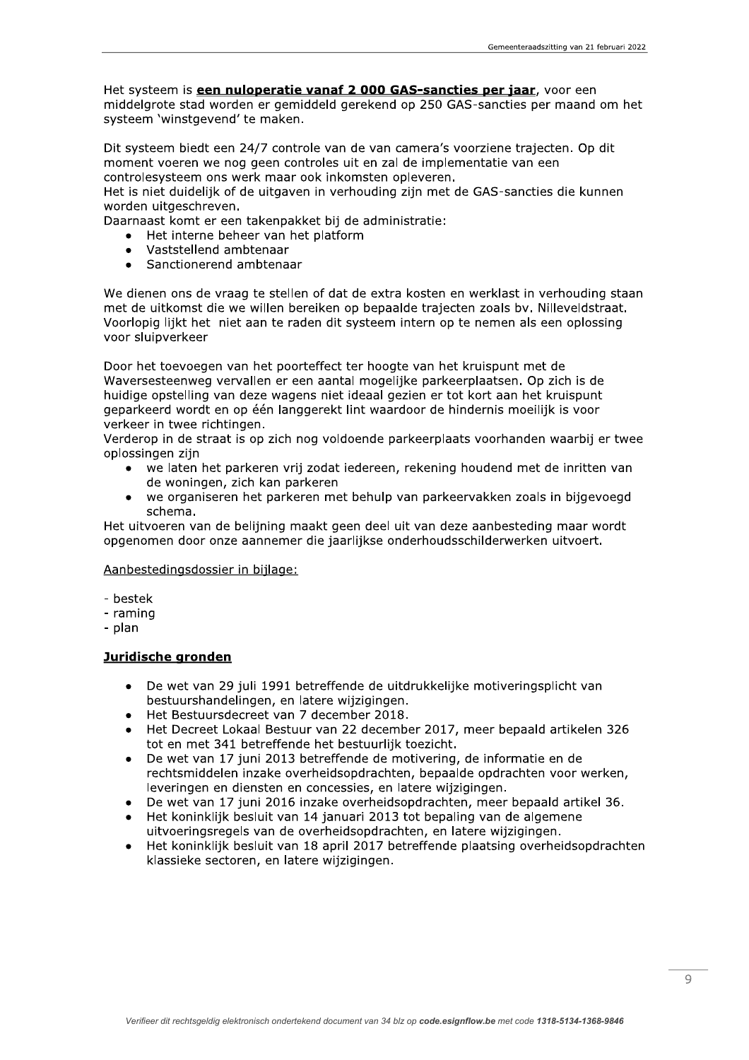Het systeem is **een nuloperatie vanaf 2 000 GAS-sancties per jaar**, voor een middelgrote stad worden er gemiddeld gerekend op 250 GAS-sancties per maand om het systeem 'winstgevend' te maken.

Dit systeem biedt een 24/7 controle van de van camera's voorziene trajecten. Op dit moment voeren we nog geen controles uit en zal de implementatie van een controlesysteem ons werk maar ook inkomsten opleveren.
Het is niet duidelijk of de uitgaven in verhouding zijn met de GAS-sancties die kunnen worden uitgeschreven.
Daarnaast komt er een takenpakket bij de administratie:

- Het interne beheer van het platform
- Vaststellend ambtenaar
- Sanctionerend ambtenaar

We dienen ons de vraag te stellen of dat de extra kosten en werklast in verhouding staan met de uitkomst die we willen bereiken op bepaalde trajecten zoals bv. Nilleveldstraat. Voorlopig lijkt het niet aan te raden dit systeem intern op te nemen als een oplossing voor sluipverkeer

Door het toevoegen van het poorteffect ter hoogte van het kruispunt met de Waversesteenweg vervallen er een aantal mogelijke parkeerplaatsen. Op zich is de huidige opstelling van deze wagens niet ideaal gezien er tot kort aan het kruispunt geparkeerd wordt en op één langgerekt lint waardoor de hindernis moeilijk is voor verkeer in twee richtingen.
Verderop in de straat is op zich nog voldoende parkeerplaats voorhanden waarbij er twee oplossingen zijn

- we laten het parkeren vrij zodat iedereen, rekening houdend met de inritten van de woningen, zich kan parkeren
- we organiseren het parkeren met behulp van parkeervakken zoals in bijgevoegd schema.

Het uitvoeren van de belijning maakt geen deel uit van deze aanbesteding maar wordt opgenomen door onze aannemer die jaarlijkse onderhoudsschilderwerken uitvoert.

Aanbestedingsdossier in bijlage:

- bestek
- raming
- plan

## Juridische gronden

- De wet van 29 juli 1991 betreffende de uitdrukkelijke motiveringsplicht van bestuurshandelingen, en latere wijzigingen.
- Het Bestuursdecreet van 7 december 2018.
- Het Decreet Lokaal Bestuur van 22 december 2017, meer bepaald artikelen 326 tot en met 341 betreffende het bestuurlijk toezicht.
- De wet van 17 juni 2013 betreffende de motivering, de informatie en de rechtsmiddelen inzake overheidsopdrachten, bepaalde opdrachten voor werken, leveringen en diensten en concessies, en latere wijzigingen.
- De wet van 17 juni 2016 inzake overheidsopdrachten, meer bepaald artikel 36.
- Het koninklijk besluit van 14 januari 2013 tot bepaling van de algemene uitvoeringsregels van de overheidsopdrachten, en latere wijzigingen.
- Het koninklijk besluit van 18 april 2017 betreffende plaatsing overheidsopdrachten klassieke sectoren, en latere wijzigingen.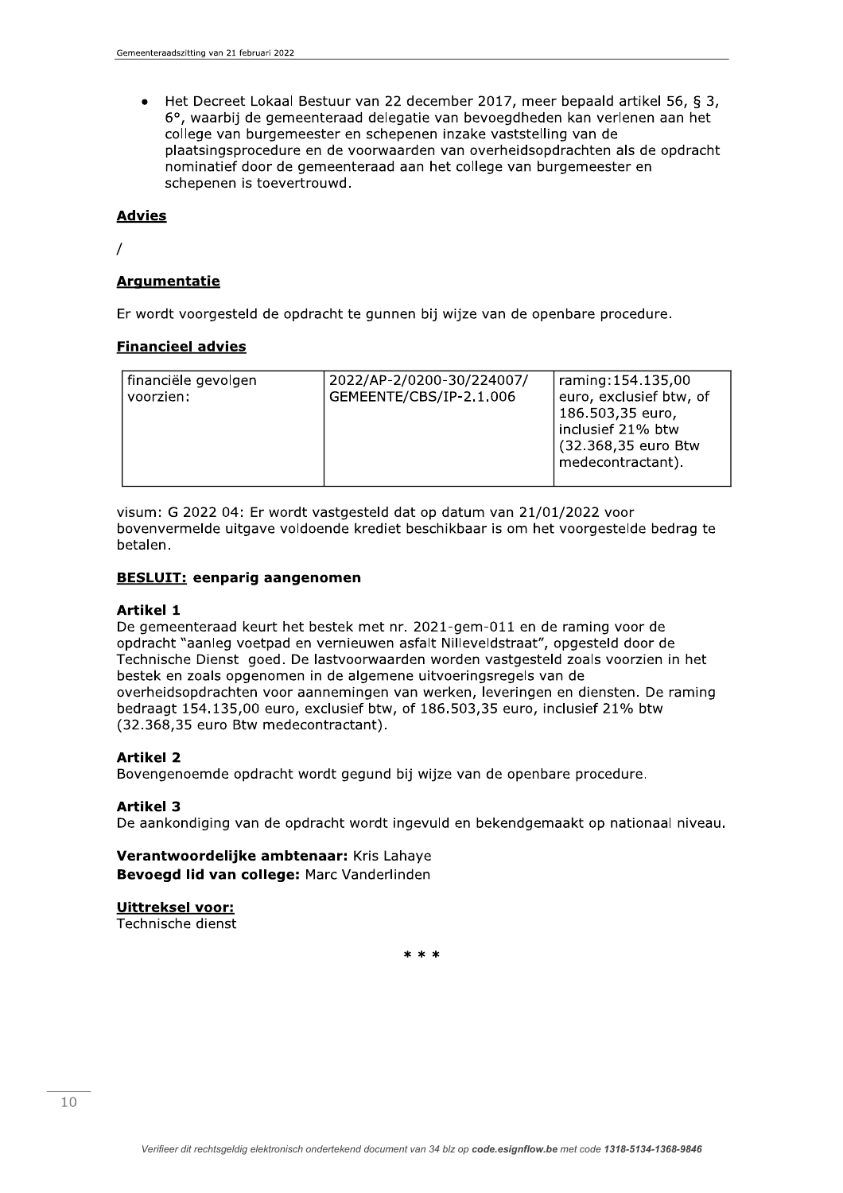- Het Decreet Lokaal Bestuur van 22 december 2017, meer bepaald artikel 56, § 3, 6°, waarbij de gemeenteraad delegatie van bevoegdheden kan verlenen aan het college van burgemeester en schepenen inzake vaststelling van de plaatsingsprocedure en de voorwaarden van overheidsopdrachten als de opdracht nominatief door de gemeenteraad aan het college van burgemeester en schepenen is toevertrouwd.

**Advies**

/

**Argumentatie**

Er wordt voorgesteld de opdracht te gunnen bij wijze van de openbare procedure.

**Financieel advies**

| financiële gevolgen voorzien: | 2022/AP-2/0200-30/224007/ GEMEENTE/CBS/IP-2.1.006 | raming:154.135,00 euro, exclusief btw, of 186.503,35 euro, inclusief 21% btw (32.368,35 euro Btw medecontractant). |
|---|---|---|

visum: G 2022 04: Er wordt vastgesteld dat op datum van 21/01/2022 voor bovenvermelde uitgave voldoende krediet beschikbaar is om het voorgestelde bedrag te betalen.

**BESLUIT: eenparig aangenomen**

**Artikel 1**
De gemeenteraad keurt het bestek met nr. 2021-gem-011 en de raming voor de opdracht "aanleg voetpad en vernieuwen asfalt Nilleveldstraat", opgesteld door de Technische Dienst goed. De lastvoorwaarden worden vastgesteld zoals voorzien in het bestek en zoals opgenomen in de algemene uitvoeringsregels van de overheidsopdrachten voor aannemingen van werken, leveringen en diensten. De raming bedraagt 154.135,00 euro, exclusief btw, of 186.503,35 euro, inclusief 21% btw (32.368,35 euro Btw medecontractant).

**Artikel 2**
Bovengenoemde opdracht wordt gegund bij wijze van de openbare procedure.

**Artikel 3**
De aankondiging van de opdracht wordt ingevuld en bekendgemaakt op nationaal niveau.

**Verantwoordelijke ambtenaar:** Kris Lahaye
**Bevoegd lid van college:** Marc Vanderlinden

**Uittreksel voor:**
Technische dienst

\* \* \*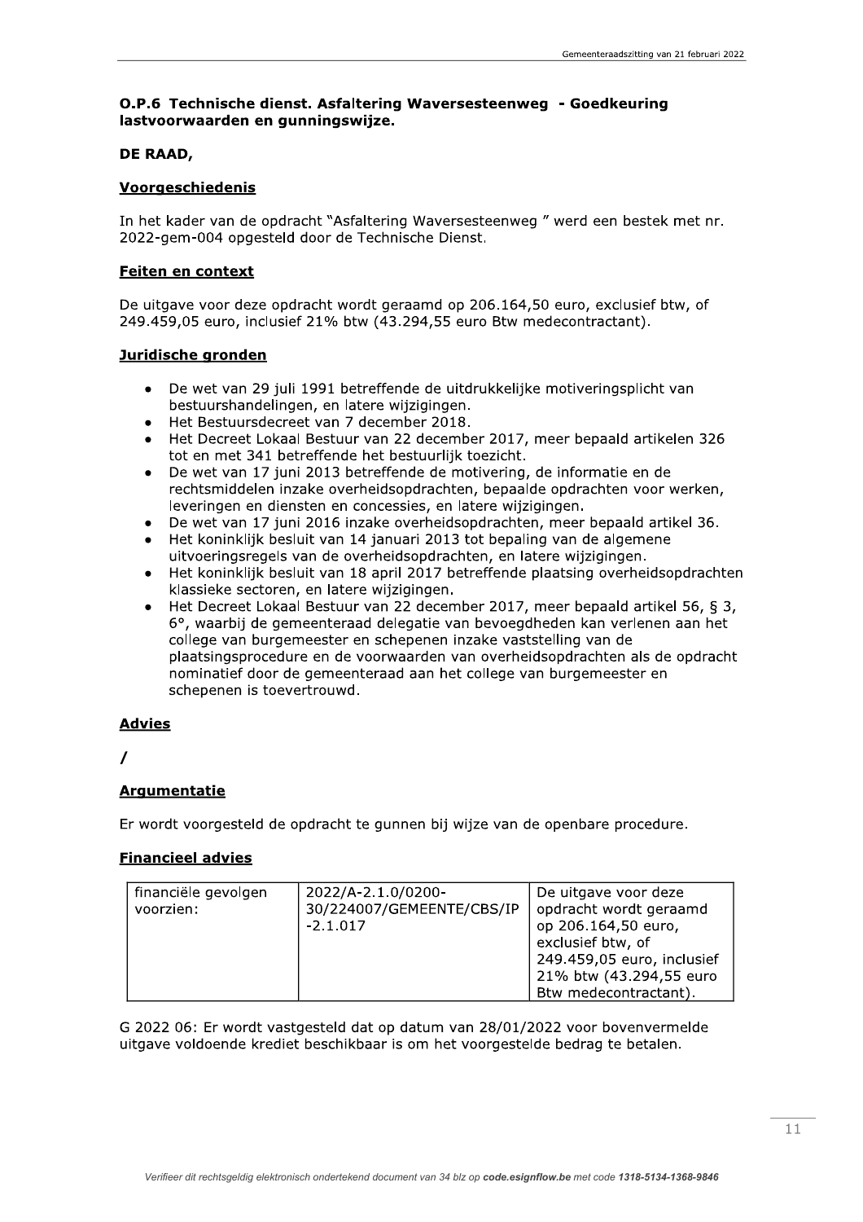### O.P.6 Technische dienst. Asfaltering Waversesteenweg - Goedkeuring lastvoorwaarden en gunningswijze.

**DE RAAD,**

**Voorgeschiedenis**

In het kader van de opdracht "Asfaltering Waversesteenweg " werd een bestek met nr. 2022-gem-004 opgesteld door de Technische Dienst.

**Feiten en context**

De uitgave voor deze opdracht wordt geraamd op 206.164,50 euro, exclusief btw, of 249.459,05 euro, inclusief 21% btw (43.294,55 euro Btw medecontractant).

**Juridische gronden**

- De wet van 29 juli 1991 betreffende de uitdrukkelijke motiveringsplicht van bestuurshandelingen, en latere wijzigingen.
- Het Bestuursdecreet van 7 december 2018.
- Het Decreet Lokaal Bestuur van 22 december 2017, meer bepaald artikelen 326 tot en met 341 betreffende het bestuurlijk toezicht.
- De wet van 17 juni 2013 betreffende de motivering, de informatie en de rechtsmiddelen inzake overheidsopdrachten, bepaalde opdrachten voor werken, leveringen en diensten en concessies, en latere wijzigingen.
- De wet van 17 juni 2016 inzake overheidsopdrachten, meer bepaald artikel 36.
- Het koninklijk besluit van 14 januari 2013 tot bepaling van de algemene uitvoeringsregels van de overheidsopdrachten, en latere wijzigingen.
- Het koninklijk besluit van 18 april 2017 betreffende plaatsing overheidsopdrachten klassieke sectoren, en latere wijzigingen.
- Het Decreet Lokaal Bestuur van 22 december 2017, meer bepaald artikel 56, § 3, 6°, waarbij de gemeenteraad delegatie van bevoegdheden kan verlenen aan het college van burgemeester en schepenen inzake vaststelling van de plaatsingsprocedure en de voorwaarden van overheidsopdrachten als de opdracht nominatief door de gemeenteraad aan het college van burgemeester en schepenen is toevertrouwd.

**Advies**

/

**Argumentatie**

Er wordt voorgesteld de opdracht te gunnen bij wijze van de openbare procedure.

**Financieel advies**

| financiële gevolgen voorzien: | 2022/A-2.1.0/0200-30/224007/GEMEENTE/CBS/IP-2.1.017 | De uitgave voor deze opdracht wordt geraamd op 206.164,50 euro, exclusief btw, of 249.459,05 euro, inclusief 21% btw (43.294,55 euro Btw medecontractant). |
|---|---|---|

G 2022 06: Er wordt vastgesteld dat op datum van 28/01/2022 voor bovenvermelde uitgave voldoende krediet beschikbaar is om het voorgestelde bedrag te betalen.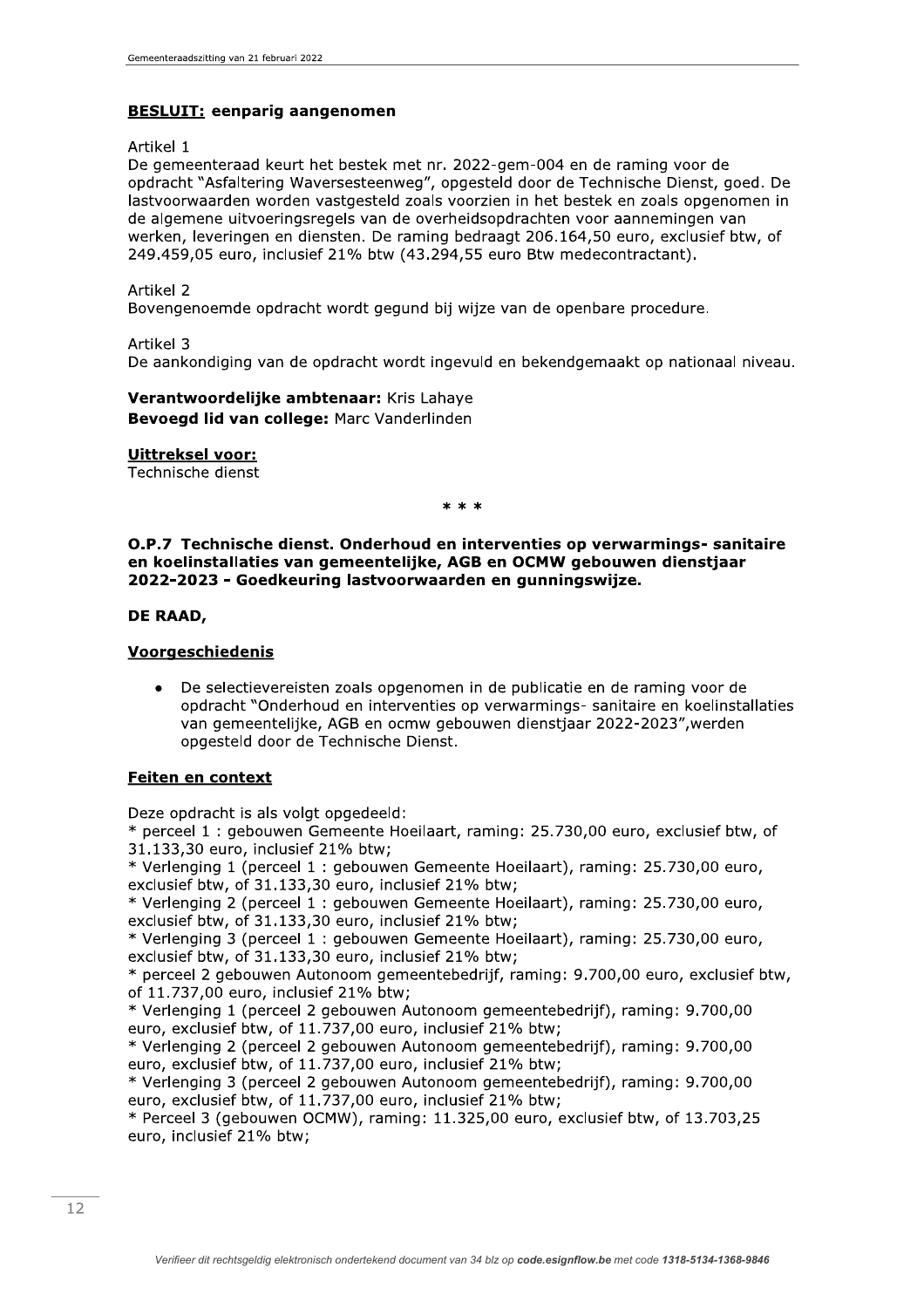**BESLUIT: eenparig aangenomen**

Artikel 1
De gemeenteraad keurt het bestek met nr. 2022-gem-004 en de raming voor de opdracht "Asfaltering Waversesteenweg", opgesteld door de Technische Dienst, goed. De lastvoorwaarden worden vastgesteld zoals voorzien in het bestek en zoals opgenomen in de algemene uitvoeringsregels van de overheidsopdrachten voor aannemingen van werken, leveringen en diensten. De raming bedraagt 206.164,50 euro, exclusief btw, of 249.459,05 euro, inclusief 21% btw (43.294,55 euro Btw medecontractant).

Artikel 2
Bovengenoemde opdracht wordt gegund bij wijze van de openbare procedure.

Artikel 3
De aankondiging van de opdracht wordt ingevuld en bekendgemaakt op nationaal niveau.

**Verantwoordelijke ambtenaar:** Kris Lahaye
**Bevoegd lid van college:** Marc Vanderlinden

**Uittreksel voor:**
Technische dienst

* * *

**O.P.7 Technische dienst. Onderhoud en interventies op verwarmings- sanitaire en koelinstallaties van gemeentelijke, AGB en OCMW gebouwen dienstjaar 2022-2023 - Goedkeuring lastvoorwaarden en gunningswijze.**

**DE RAAD,**

**Voorgeschiedenis**

- De selectievereisten zoals opgenomen in de publicatie en de raming voor de opdracht "Onderhoud en interventies op verwarmings- sanitaire en koelinstallaties van gemeentelijke, AGB en ocmw gebouwen dienstjaar 2022-2023",werden opgesteld door de Technische Dienst.

**Feiten en context**

Deze opdracht is als volgt opgedeeld:
* perceel 1 : gebouwen Gemeente Hoeilaart, raming: 25.730,00 euro, exclusief btw, of 31.133,30 euro, inclusief 21% btw;
* Verlenging 1 (perceel 1 : gebouwen Gemeente Hoeilaart), raming: 25.730,00 euro, exclusief btw, of 31.133,30 euro, inclusief 21% btw;
* Verlenging 2 (perceel 1 : gebouwen Gemeente Hoeilaart), raming: 25.730,00 euro, exclusief btw, of 31.133,30 euro, inclusief 21% btw;
* Verlenging 3 (perceel 1 : gebouwen Gemeente Hoeilaart), raming: 25.730,00 euro, exclusief btw, of 31.133,30 euro, inclusief 21% btw;
* perceel 2 gebouwen Autonoom gemeentebedrijf, raming: 9.700,00 euro, exclusief btw, of 11.737,00 euro, inclusief 21% btw;
* Verlenging 1 (perceel 2 gebouwen Autonoom gemeentebedrijf), raming: 9.700,00 euro, exclusief btw, of 11.737,00 euro, inclusief 21% btw;
* Verlenging 2 (perceel 2 gebouwen Autonoom gemeentebedrijf), raming: 9.700,00 euro, exclusief btw, of 11.737,00 euro, inclusief 21% btw;
* Verlenging 3 (perceel 2 gebouwen Autonoom gemeentebedrijf), raming: 9.700,00 euro, exclusief btw, of 11.737,00 euro, inclusief 21% btw;
* Perceel 3 (gebouwen OCMW), raming: 11.325,00 euro, exclusief btw, of 13.703,25 euro, inclusief 21% btw;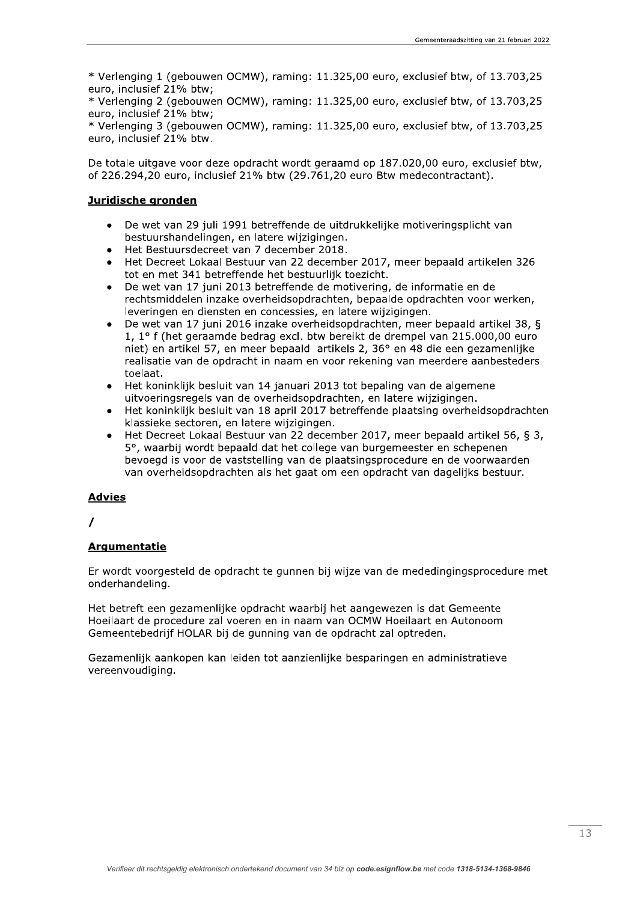* Verlenging 1 (gebouwen OCMW), raming: 11.325,00 euro, exclusief btw, of 13.703,25 euro, inclusief 21% btw;
* Verlenging 2 (gebouwen OCMW), raming: 11.325,00 euro, exclusief btw, of 13.703,25 euro, inclusief 21% btw;
* Verlenging 3 (gebouwen OCMW), raming: 11.325,00 euro, exclusief btw, of 13.703,25 euro, inclusief 21% btw.

De totale uitgave voor deze opdracht wordt geraamd op 187.020,00 euro, exclusief btw, of 226.294,20 euro, inclusief 21% btw (29.761,20 euro Btw medecontractant).

**Juridische gronden**

- De wet van 29 juli 1991 betreffende de uitdrukkelijke motiveringsplicht van bestuurshandelingen, en latere wijzigingen.
- Het Bestuursdecreet van 7 december 2018.
- Het Decreet Lokaal Bestuur van 22 december 2017, meer bepaald artikelen 326 tot en met 341 betreffende het bestuurlijk toezicht.
- De wet van 17 juni 2013 betreffende de motivering, de informatie en de rechtsmiddelen inzake overheidsopdrachten, bepaalde opdrachten voor werken, leveringen en diensten en concessies, en latere wijzigingen.
- De wet van 17 juni 2016 inzake overheidsopdrachten, meer bepaald artikel 38, § 1, 1° f (het geraamde bedrag excl. btw bereikt de drempel van 215.000,00 euro niet) en artikel 57, en meer bepaald artikels 2, 36° en 48 die een gezamenlijke realisatie van de opdracht in naam en voor rekening van meerdere aanbesteders toelaat.
- Het koninklijk besluit van 14 januari 2013 tot bepaling van de algemene uitvoeringsregels van de overheidsopdrachten, en latere wijzigingen.
- Het koninklijk besluit van 18 april 2017 betreffende plaatsing overheidsopdrachten klassieke sectoren, en latere wijzigingen.
- Het Decreet Lokaal Bestuur van 22 december 2017, meer bepaald artikel 56, § 3, 5°, waarbij wordt bepaald dat het college van burgemeester en schepenen bevoegd is voor de vaststelling van de plaatsingsprocedure en de voorwaarden van overheidsopdrachten als het gaat om een opdracht van dagelijks bestuur.

**Advies**

/

**Argumentatie**

Er wordt voorgesteld de opdracht te gunnen bij wijze van de mededingingsprocedure met onderhandeling.

Het betreft een gezamenlijke opdracht waarbij het aangewezen is dat Gemeente Hoeilaart de procedure zal voeren en in naam van OCMW Hoeilaart en Autonoom Gemeentebedrijf HOLAR bij de gunning van de opdracht zal optreden.

Gezamenlijk aankopen kan leiden tot aanzienlijke besparingen en administratieve vereenvoudiging.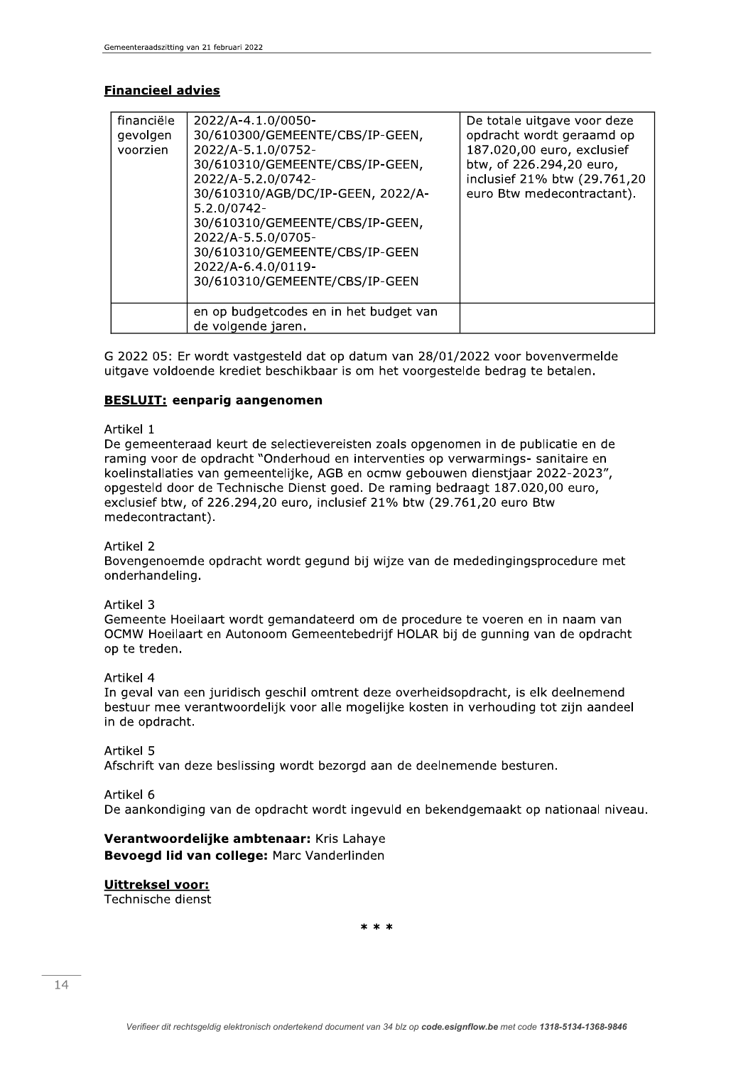## Financieel advies

| financiële gevolgen voorzien | 2022/A-4.1.0/0050-30/610300/GEMEENTE/CBS/IP-GEEN, 2022/A-5.1.0/0752-30/610310/GEMEENTE/CBS/IP-GEEN, 2022/A-5.2.0/0742-30/610310/AGB/DC/IP-GEEN, 2022/A-5.2.0/0742-30/610310/GEMEENTE/CBS/IP-GEEN, 2022/A-5.5.0/0705-30/610310/GEMEENTE/CBS/IP-GEEN 2022/A-6.4.0/0119-30/610310/GEMEENTE/CBS/IP-GEEN | De totale uitgave voor deze opdracht wordt geraamd op 187.020,00 euro, exclusief btw, of 226.294,20 euro, inclusief 21% btw (29.761,20 euro Btw medecontractant). |
|---|---|---|
| | en op budgetcodes en in het budget van de volgende jaren. | |

G 2022 05: Er wordt vastgesteld dat op datum van 28/01/2022 voor bovenvermelde uitgave voldoende krediet beschikbaar is om het voorgestelde bedrag te betalen.

**BESLUIT: eenparig aangenomen**

Artikel 1
De gemeenteraad keurt de selectievereisten zoals opgenomen in de publicatie en de raming voor de opdracht "Onderhoud en interventies op verwarmings- sanitaire en koelinstallaties van gemeentelijke, AGB en ocmw gebouwen dienstjaar 2022-2023", opgesteld door de Technische Dienst goed. De raming bedraagt 187.020,00 euro, exclusief btw, of 226.294,20 euro, inclusief 21% btw (29.761,20 euro Btw medecontractant).

Artikel 2
Bovengenoemde opdracht wordt gegund bij wijze van de mededingingsprocedure met onderhandeling.

Artikel 3
Gemeente Hoeilaart wordt gemandateerd om de procedure te voeren en in naam van OCMW Hoeilaart en Autonoom Gemeentebedrijf HOLAR bij de gunning van de opdracht op te treden.

Artikel 4
In geval van een juridisch geschil omtrent deze overheidsopdracht, is elk deelnemend bestuur mee verantwoordelijk voor alle mogelijke kosten in verhouding tot zijn aandeel in de opdracht.

Artikel 5
Afschrift van deze beslissing wordt bezorgd aan de deelnemende besturen.

Artikel 6
De aankondiging van de opdracht wordt ingevuld en bekendgemaakt op nationaal niveau.

**Verantwoordelijke ambtenaar:** Kris Lahaye
**Bevoegd lid van college:** Marc Vanderlinden

**Uittreksel voor:**
Technische dienst

\* \* \*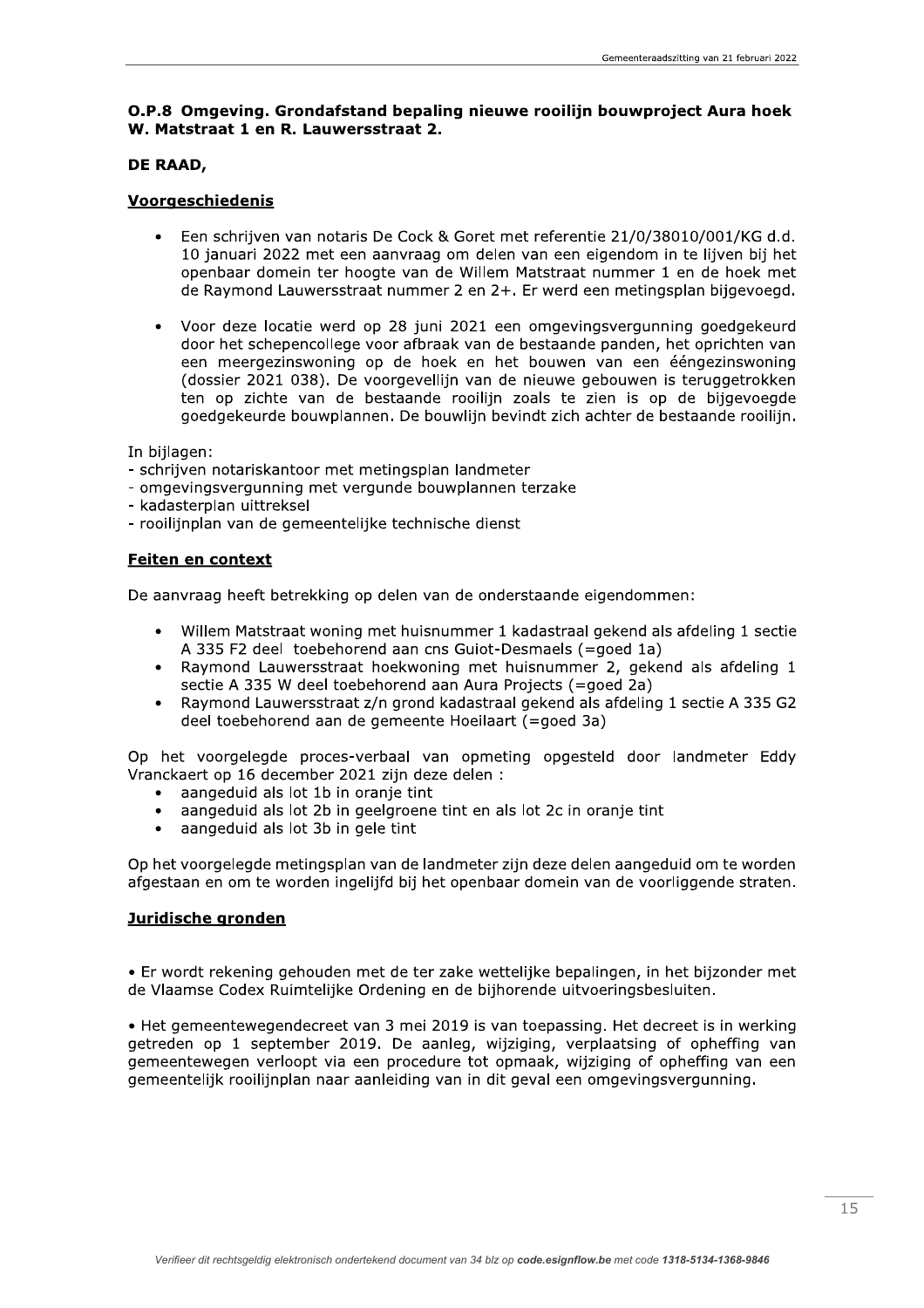### O.P.8 Omgeving. Grondafstand bepaling nieuwe rooilijn bouwproject Aura hoek W. Matstraat 1 en R. Lauwersstraat 2.

**DE RAAD,**

**Voorgeschiedenis**

- Een schrijven van notaris De Cock & Goret met referentie 21/0/38010/001/KG d.d. 10 januari 2022 met een aanvraag om delen van een eigendom in te lijven bij het openbaar domein ter hoogte van de Willem Matstraat nummer 1 en de hoek met de Raymond Lauwersstraat nummer 2 en 2+. Er werd een metingsplan bijgevoegd.
- Voor deze locatie werd op 28 juni 2021 een omgevingsvergunning goedgekeurd door het schepencollege voor afbraak van de bestaande panden, het oprichten van een meergezinswoning op de hoek en het bouwen van een ééngezinswoning (dossier 2021 038). De voorgevellijn van de nieuwe gebouwen is teruggetrokken ten op zichte van de bestaande rooilijn zoals te zien is op de bijgevoegde goedgekeurde bouwplannen. De bouwlijn bevindt zich achter de bestaande rooilijn.

In bijlagen:
- schrijven notariskantoor met metingsplan landmeter
- omgevingsvergunning met vergunde bouwplannen terzake
- kadasterplan uittreksel
- rooilijnplan van de gemeentelijke technische dienst

**Feiten en context**

De aanvraag heeft betrekking op delen van de onderstaande eigendommen:

- Willem Matstraat woning met huisnummer 1 kadastraal gekend als afdeling 1 sectie A 335 F2 deel toebehorend aan cns Guiot-Desmaels (=goed 1a)
- Raymond Lauwersstraat hoekwoning met huisnummer 2, gekend als afdeling 1 sectie A 335 W deel toebehorend aan Aura Projects (=goed 2a)
- Raymond Lauwersstraat z/n grond kadastraal gekend als afdeling 1 sectie A 335 G2 deel toebehorend aan de gemeente Hoeilaart (=goed 3a)

Op het voorgelegde proces-verbaal van opmeting opgesteld door landmeter Eddy Vranckaert op 16 december 2021 zijn deze delen :
- aangeduid als lot 1b in oranje tint
- aangeduid als lot 2b in geelgroene tint en als lot 2c in oranje tint
- aangeduid als lot 3b in gele tint

Op het voorgelegde metingsplan van de landmeter zijn deze delen aangeduid om te worden afgestaan en om te worden ingelijfd bij het openbaar domein van de voorliggende straten.

**Juridische gronden**

• Er wordt rekening gehouden met de ter zake wettelijke bepalingen, in het bijzonder met de Vlaamse Codex Ruimtelijke Ordening en de bijhorende uitvoeringsbesluiten.

• Het gemeentewegendecreet van 3 mei 2019 is van toepassing. Het decreet is in werking getreden op 1 september 2019. De aanleg, wijziging, verplaatsing of opheffing van gemeentewegen verloopt via een procedure tot opmaak, wijziging of opheffing van een gemeentelijk rooilijnplan naar aanleiding van in dit geval een omgevingsvergunning.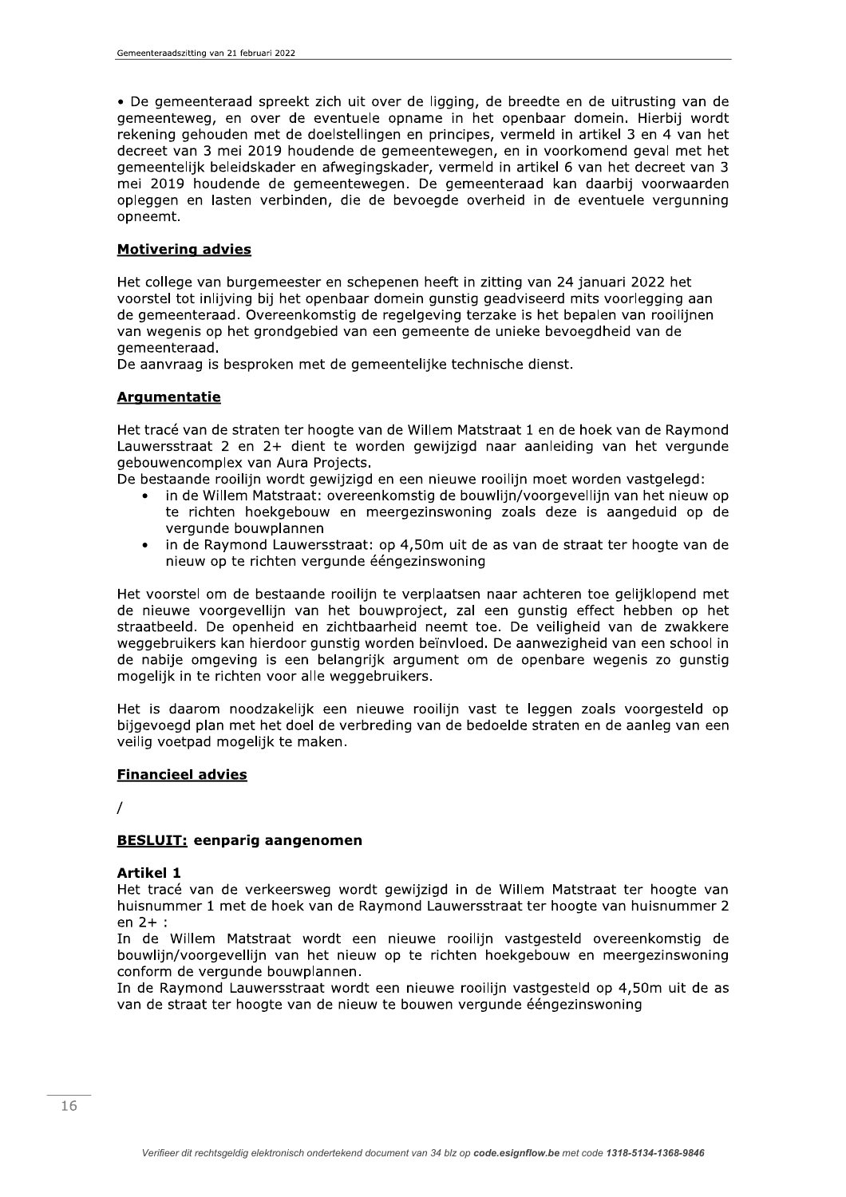• De gemeenteraad spreekt zich uit over de ligging, de breedte en de uitrusting van de gemeenteweg, en over de eventuele opname in het openbaar domein. Hierbij wordt rekening gehouden met de doelstellingen en principes, vermeld in artikel 3 en 4 van het decreet van 3 mei 2019 houdende de gemeentewegen, en in voorkomend geval met het gemeentelijk beleidskader en afwegingskader, vermeld in artikel 6 van het decreet van 3 mei 2019 houdende de gemeentewegen. De gemeenteraad kan daarbij voorwaarden opleggen en lasten verbinden, die de bevoegde overheid in de eventuele vergunning opneemt.

**Motivering advies**

Het college van burgemeester en schepenen heeft in zitting van 24 januari 2022 het voorstel tot inlijving bij het openbaar domein gunstig geadviseerd mits voorlegging aan de gemeenteraad. Overeenkomstig de regelgeving terzake is het bepalen van rooilijnen van wegenis op het grondgebied van een gemeente de unieke bevoegdheid van de gemeenteraad.
De aanvraag is besproken met de gemeentelijke technische dienst.

**Argumentatie**

Het tracé van de straten ter hoogte van de Willem Matstraat 1 en de hoek van de Raymond Lauwersstraat 2 en 2+ dient te worden gewijzigd naar aanleiding van het vergunde gebouwencomplex van Aura Projects.
De bestaande rooilijn wordt gewijzigd en een nieuwe rooilijn moet worden vastgelegd:

- in de Willem Matstraat: overeenkomstig de bouwlijn/voorgevellijn van het nieuw op te richten hoekgebouw en meergezinswoning zoals deze is aangeduid op de vergunde bouwplannen
- in de Raymond Lauwersstraat: op 4,50m uit de as van de straat ter hoogte van de nieuw op te richten vergunde ééngezinswoning

Het voorstel om de bestaande rooilijn te verplaatsen naar achteren toe gelijklopend met de nieuwe voorgevellijn van het bouwproject, zal een gunstig effect hebben op het straatbeeld. De openheid en zichtbaarheid neemt toe. De veiligheid van de zwakkere weggebruikers kan hierdoor gunstig worden beïnvloed. De aanwezigheid van een school in de nabije omgeving is een belangrijk argument om de openbare wegenis zo gunstig mogelijk in te richten voor alle weggebruikers.

Het is daarom noodzakelijk een nieuwe rooilijn vast te leggen zoals voorgesteld op bijgevoegd plan met het doel de verbreding van de bedoelde straten en de aanleg van een veilig voetpad mogelijk te maken.

**Financieel advies**

/

**BESLUIT: eenparig aangenomen**

**Artikel 1**
Het tracé van de verkeersweg wordt gewijzigd in de Willem Matstraat ter hoogte van huisnummer 1 met de hoek van de Raymond Lauwersstraat ter hoogte van huisnummer 2 en 2+ :
In de Willem Matstraat wordt een nieuwe rooilijn vastgesteld overeenkomstig de bouwlijn/voorgevellijn van het nieuw op te richten hoekgebouw en meergezinswoning conform de vergunde bouwplannen.
In de Raymond Lauwersstraat wordt een nieuwe rooilijn vastgesteld op 4,50m uit de as van de straat ter hoogte van de nieuw te bouwen vergunde ééngezinswoning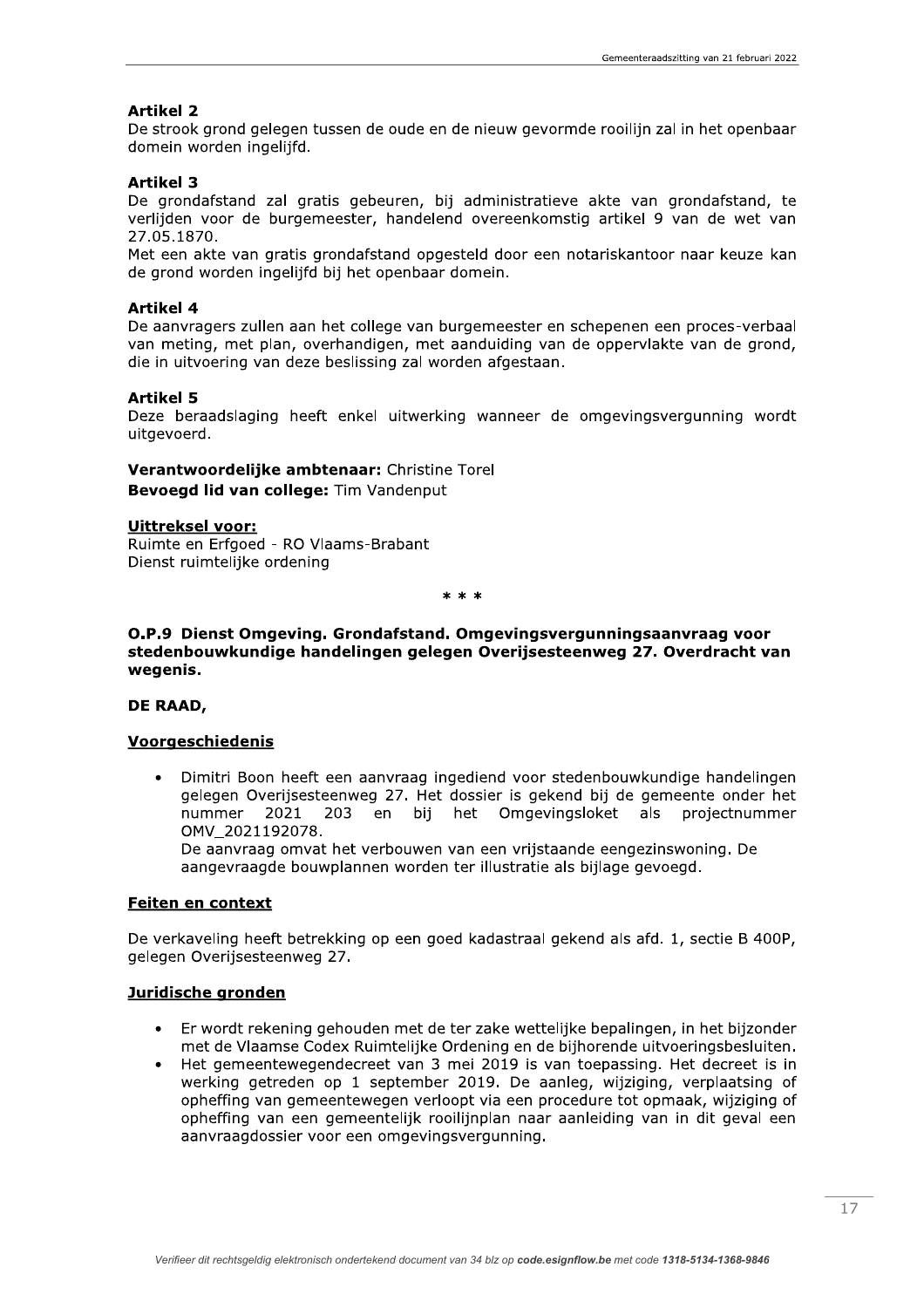**Artikel 2**

De strook grond gelegen tussen de oude en de nieuw gevormde rooilijn zal in het openbaar domein worden ingelijfd.

**Artikel 3**

De grondafstand zal gratis gebeuren, bij administratieve akte van grondafstand, te verlijden voor de burgemeester, handelend overeenkomstig artikel 9 van de wet van 27.05.1870.

Met een akte van gratis grondafstand opgesteld door een notariskantoor naar keuze kan de grond worden ingelijfd bij het openbaar domein.

**Artikel 4**

De aanvragers zullen aan het college van burgemeester en schepenen een proces-verbaal van meting, met plan, overhandigen, met aanduiding van de oppervlakte van de grond, die in uitvoering van deze beslissing zal worden afgestaan.

**Artikel 5**

Deze beraadslaging heeft enkel uitwerking wanneer de omgevingsvergunning wordt uitgevoerd.

**Verantwoordelijke ambtenaar:** Christine Torel
**Bevoegd lid van college:** Tim Vandenput

**Uittreksel voor:**
Ruimte en Erfgoed - RO Vlaams-Brabant
Dienst ruimtelijke ordening

\* \* \*

### O.P.9 Dienst Omgeving. Grondafstand. Omgevingsvergunningsaanvraag voor stedenbouwkundige handelingen gelegen Overijsesteenweg 27. Overdracht van wegenis.

**DE RAAD,**

**Voorgeschiedenis**

- Dimitri Boon heeft een aanvraag ingediend voor stedenbouwkundige handelingen gelegen Overijsesteenweg 27. Het dossier is gekend bij de gemeente onder het nummer 2021 203 en bij het Omgevingsloket als projectnummer OMV_2021192078.
  De aanvraag omvat het verbouwen van een vrijstaande eengezinswoning. De aangevraagde bouwplannen worden ter illustratie als bijlage gevoegd.

**Feiten en context**

De verkaveling heeft betrekking op een goed kadastraal gekend als afd. 1, sectie B 400P, gelegen Overijsesteenweg 27.

**Juridische gronden**

- Er wordt rekening gehouden met de ter zake wettelijke bepalingen, in het bijzonder met de Vlaamse Codex Ruimtelijke Ordening en de bijhorende uitvoeringsbesluiten.
- Het gemeentewegendecreet van 3 mei 2019 is van toepassing. Het decreet is in werking getreden op 1 september 2019. De aanleg, wijziging, verplaatsing of opheffing van gemeentewegen verloopt via een procedure tot opmaak, wijziging of opheffing van een gemeentelijk rooilijnplan naar aanleiding van in dit geval een aanvraagdossier voor een omgevingsvergunning.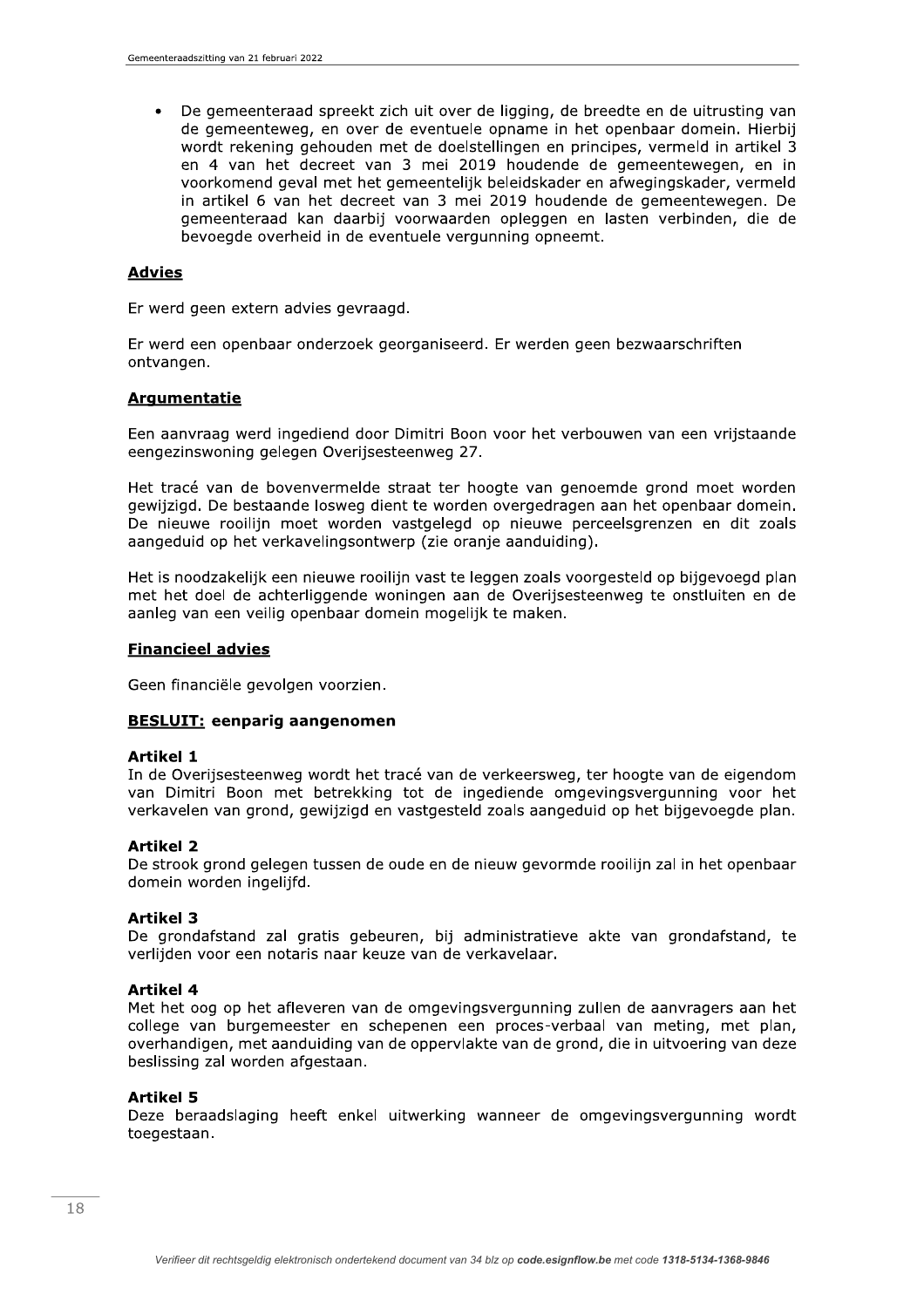- De gemeenteraad spreekt zich uit over de ligging, de breedte en de uitrusting van de gemeenteweg, en over de eventuele opname in het openbaar domein. Hierbij wordt rekening gehouden met de doelstellingen en principes, vermeld in artikel 3 en 4 van het decreet van 3 mei 2019 houdende de gemeentewegen, en in voorkomend geval met het gemeentelijk beleidskader en afwegingskader, vermeld in artikel 6 van het decreet van 3 mei 2019 houdende de gemeentewegen. De gemeenteraad kan daarbij voorwaarden opleggen en lasten verbinden, die de bevoegde overheid in de eventuele vergunning opneemt.

**Advies**

Er werd geen extern advies gevraagd.

Er werd een openbaar onderzoek georganiseerd. Er werden geen bezwaarschriften ontvangen.

**Argumentatie**

Een aanvraag werd ingediend door Dimitri Boon voor het verbouwen van een vrijstaande eengezinswoning gelegen Overijsesteenweg 27.

Het tracé van de bovenvermelde straat ter hoogte van genoemde grond moet worden gewijzigd. De bestaande losweg dient te worden overgedragen aan het openbaar domein. De nieuwe rooilijn moet worden vastgelegd op nieuwe perceelsgrenzen en dit zoals aangeduid op het verkavelingsontwerp (zie oranje aanduiding).

Het is noodzakelijk een nieuwe rooilijn vast te leggen zoals voorgesteld op bijgevoegd plan met het doel de achterliggende woningen aan de Overijsesteenweg te onstluiten en de aanleg van een veilig openbaar domein mogelijk te maken.

**Financieel advies**

Geen financiële gevolgen voorzien.

**BESLUIT: eenparig aangenomen**

**Artikel 1**
In de Overijsesteenweg wordt het tracé van de verkeersweg, ter hoogte van de eigendom van Dimitri Boon met betrekking tot de ingediende omgevingsvergunning voor het verkavelen van grond, gewijzigd en vastgesteld zoals aangeduid op het bijgevoegde plan.

**Artikel 2**
De strook grond gelegen tussen de oude en de nieuw gevormde rooilijn zal in het openbaar domein worden ingelijfd.

**Artikel 3**
De grondafstand zal gratis gebeuren, bij administratieve akte van grondafstand, te verlijden voor een notaris naar keuze van de verkavelaar.

**Artikel 4**
Met het oog op het afleveren van de omgevingsvergunning zullen de aanvragers aan het college van burgemeester en schepenen een proces-verbaal van meting, met plan, overhandigen, met aanduiding van de oppervlakte van de grond, die in uitvoering van deze beslissing zal worden afgestaan.

**Artikel 5**
Deze beraadslaging heeft enkel uitwerking wanneer de omgevingsvergunning wordt toegestaan.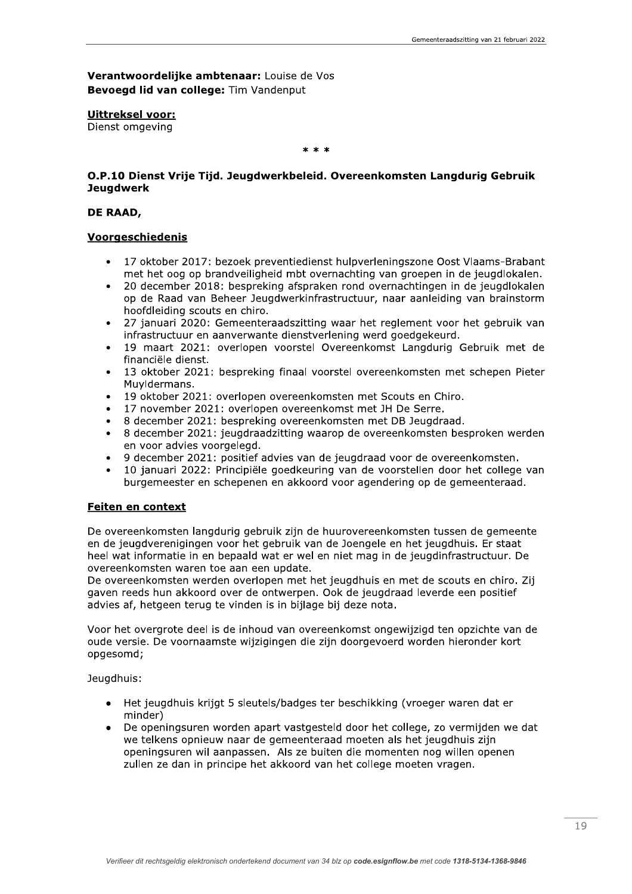**Verantwoordelijke ambtenaar:** Louise de Vos
**Bevoegd lid van college:** Tim Vandenput

**Uittreksel voor:**
Dienst omgeving

\* \* \*

### O.P.10 Dienst Vrije Tijd. Jeugdwerkbeleid. Overeenkomsten Langdurig Gebruik Jeugdwerk

**DE RAAD,**

**Voorgeschiedenis**

- 17 oktober 2017: bezoek preventiedienst hulpverleningszone Oost Vlaams-Brabant met het oog op brandveiligheid mbt overnachting van groepen in de jeugdlokalen.
- 20 december 2018: bespreking afspraken rond overnachtingen in de jeugdlokalen op de Raad van Beheer Jeugdwerkinfrastructuur, naar aanleiding van brainstorm hoofdleiding scouts en chiro.
- 27 januari 2020: Gemeenteraadszitting waar het reglement voor het gebruik van infrastructuur en aanverwante dienstverlening werd goedgekeurd.
- 19 maart 2021: overlopen voorstel Overeenkomst Langdurig Gebruik met de financiële dienst.
- 13 oktober 2021: bespreking finaal voorstel overeenkomsten met schepen Pieter Muyldermans.
- 19 oktober 2021: overlopen overeenkomsten met Scouts en Chiro.
- 17 november 2021: overlopen overeenkomst met JH De Serre.
- 8 december 2021: bespreking overeenkomsten met DB Jeugdraad.
- 8 december 2021: jeugdraadzitting waarop de overeenkomsten besproken werden en voor advies voorgelegd.
- 9 december 2021: positief advies van de jeugdraad voor de overeenkomsten.
- 10 januari 2022: Principiële goedkeuring van de voorstellen door het college van burgemeester en schepenen en akkoord voor agendering op de gemeenteraad.

**Feiten en context**

De overeenkomsten langdurig gebruik zijn de huurovereenkomsten tussen de gemeente en de jeugdverenigingen voor het gebruik van de Joengele en het jeugdhuis. Er staat heel wat informatie in en bepaald wat er wel en niet mag in de jeugdinfrastructuur. De overeenkomsten waren toe aan een update.
De overeenkomsten werden overlopen met het jeugdhuis en met de scouts en chiro. Zij gaven reeds hun akkoord over de ontwerpen. Ook de jeugdraad leverde een positief advies af, hetgeen terug te vinden is in bijlage bij deze nota.

Voor het overgrote deel is de inhoud van overeenkomst ongewijzigd ten opzichte van de oude versie. De voornaamste wijzigingen die zijn doorgevoerd worden hieronder kort opgesomd;

Jeugdhuis:

- Het jeugdhuis krijgt 5 sleutels/badges ter beschikking (vroeger waren dat er minder)
- De openingsuren worden apart vastgesteld door het college, zo vermijden we dat we telkens opnieuw naar de gemeenteraad moeten als het jeugdhuis zijn openingsuren wil aanpassen. Als ze buiten die momenten nog willen openen zullen ze dan in principe het akkoord van het college moeten vragen.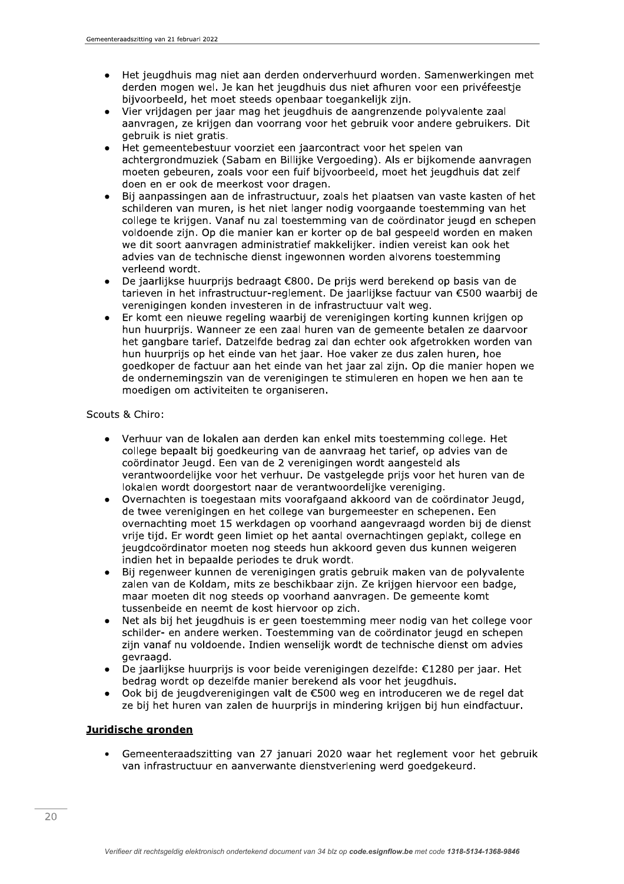- Het jeugdhuis mag niet aan derden onderverhuurd worden. Samenwerkingen met derden mogen wel. Je kan het jeugdhuis dus niet afhuren voor een privéfeestje bijvoorbeeld, het moet steeds openbaar toegankelijk zijn.
- Vier vrijdagen per jaar mag het jeugdhuis de aangrenzende polyvalente zaal aanvragen, ze krijgen dan voorrang voor het gebruik voor andere gebruikers. Dit gebruik is niet gratis.
- Het gemeentebestuur voorziet een jaarcontract voor het spelen van achtergrondmuziek (Sabam en Billijke Vergoeding). Als er bijkomende aanvragen moeten gebeuren, zoals voor een fuif bijvoorbeeld, moet het jeugdhuis dat zelf doen en er ook de meerkost voor dragen.
- Bij aanpassingen aan de infrastructuur, zoals het plaatsen van vaste kasten of het schilderen van muren, is het niet langer nodig voorgaande toestemming van het college te krijgen. Vanaf nu zal toestemming van de coördinator jeugd en schepen voldoende zijn. Op die manier kan er korter op de bal gespeeld worden en maken we dit soort aanvragen administratief makkelijker. indien vereist kan ook het advies van de technische dienst ingewonnen worden alvorens toestemming verleend wordt.
- De jaarlijkse huurprijs bedraagt €800. De prijs werd berekend op basis van de tarieven in het infrastructuur-reglement. De jaarlijkse factuur van €500 waarbij de verenigingen konden investeren in de infrastructuur valt weg.
- Er komt een nieuwe regeling waarbij de verenigingen korting kunnen krijgen op hun huurprijs. Wanneer ze een zaal huren van de gemeente betalen ze daarvoor het gangbare tarief. Datzelfde bedrag zal dan echter ook afgetrokken worden van hun huurprijs op het einde van het jaar. Hoe vaker ze dus zalen huren, hoe goedkoper de factuur aan het einde van het jaar zal zijn. Op die manier hopen we de ondernemingszin van de verenigingen te stimuleren en hopen we hen aan te moedigen om activiteiten te organiseren.

Scouts & Chiro:

- Verhuur van de lokalen aan derden kan enkel mits toestemming college. Het college bepaalt bij goedkeuring van de aanvraag het tarief, op advies van de coördinator Jeugd. Een van de 2 verenigingen wordt aangesteld als verantwoordelijke voor het verhuur. De vastgelegde prijs voor het huren van de lokalen wordt doorgestort naar de verantwoordelijke vereniging.
- Overnachten is toegestaan mits voorafgaand akkoord van de coördinator Jeugd, de twee verenigingen en het college van burgemeester en schepenen. Een overnachting moet 15 werkdagen op voorhand aangevraagd worden bij de dienst vrije tijd. Er wordt geen limiet op het aantal overnachtingen geplakt, college en jeugdcoördinator moeten nog steeds hun akkoord geven dus kunnen weigeren indien het in bepaalde periodes te druk wordt.
- Bij regenweer kunnen de verenigingen gratis gebruik maken van de polyvalente zalen van de Koldam, mits ze beschikbaar zijn. Ze krijgen hiervoor een badge, maar moeten dit nog steeds op voorhand aanvragen. De gemeente komt tussenbeide en neemt de kost hiervoor op zich.
- Net als bij het jeugdhuis is er geen toestemming meer nodig van het college voor schilder- en andere werken. Toestemming van de coördinator jeugd en schepen zijn vanaf nu voldoende. Indien wenselijk wordt de technische dienst om advies gevraagd.
- De jaarlijkse huurprijs is voor beide verenigingen dezelfde: €1280 per jaar. Het bedrag wordt op dezelfde manier berekend als voor het jeugdhuis.
- Ook bij de jeugdverenigingen valt de €500 weg en introduceren we de regel dat ze bij het huren van zalen de huurprijs in mindering krijgen bij hun eindfactuur.

**Juridische gronden**

- Gemeenteraadszitting van 27 januari 2020 waar het reglement voor het gebruik van infrastructuur en aanverwante dienstverlening werd goedgekeurd.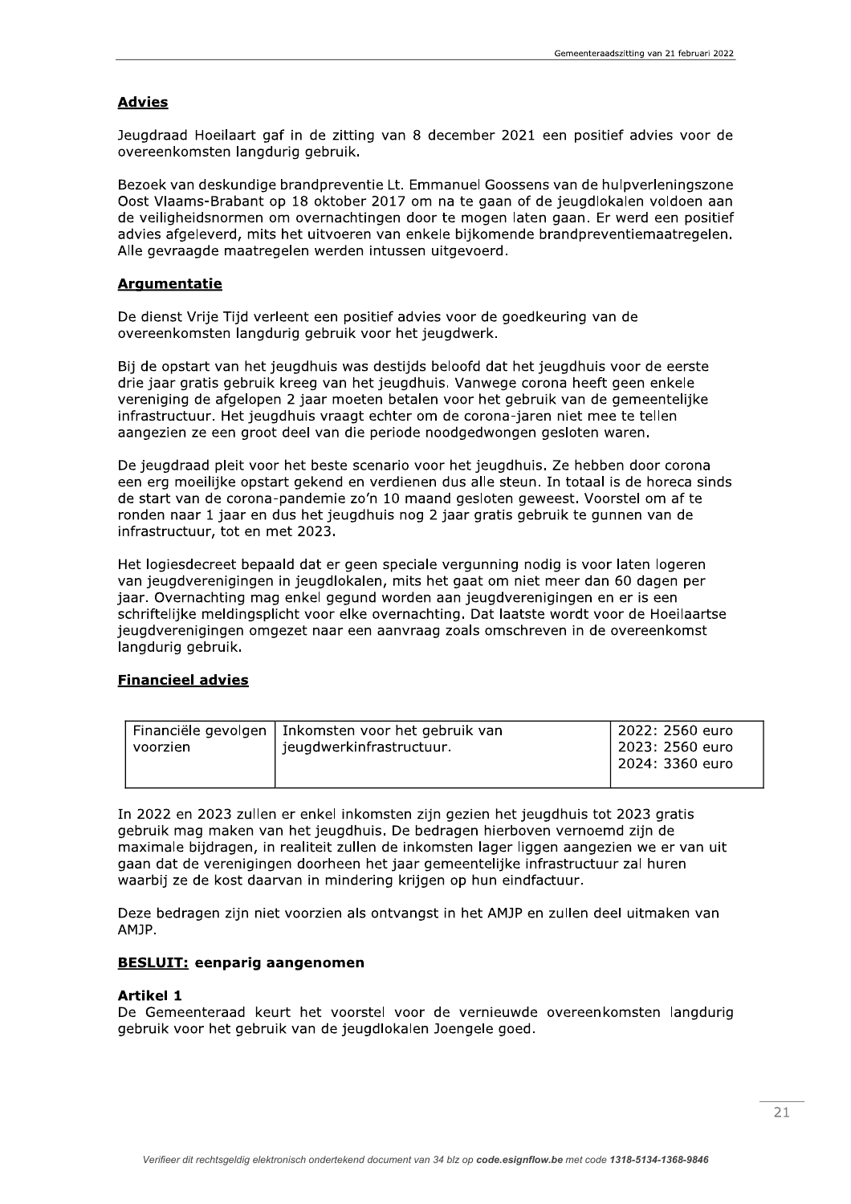## Advies

Jeugdraad Hoeilaart gaf in de zitting van 8 december 2021 een positief advies voor de overeenkomsten langdurig gebruik.

Bezoek van deskundige brandpreventie Lt. Emmanuel Goossens van de hulpverleningszone Oost Vlaams-Brabant op 18 oktober 2017 om na te gaan of de jeugdlokalen voldoen aan de veiligheidsnormen om overnachtingen door te mogen laten gaan. Er werd een positief advies afgeleverd, mits het uitvoeren van enkele bijkomende brandpreventiemaatregelen. Alle gevraagde maatregelen werden intussen uitgevoerd.

## Argumentatie

De dienst Vrije Tijd verleent een positief advies voor de goedkeuring van de overeenkomsten langdurig gebruik voor het jeugdwerk.

Bij de opstart van het jeugdhuis was destijds beloofd dat het jeugdhuis voor de eerste drie jaar gratis gebruik kreeg van het jeugdhuis. Vanwege corona heeft geen enkele vereniging de afgelopen 2 jaar moeten betalen voor het gebruik van de gemeentelijke infrastructuur. Het jeugdhuis vraagt echter om de corona-jaren niet mee te tellen aangezien ze een groot deel van die periode noodgedwongen gesloten waren.

De jeugdraad pleit voor het beste scenario voor het jeugdhuis. Ze hebben door corona een erg moeilijke opstart gekend en verdienen dus alle steun. In totaal is de horeca sinds de start van de corona-pandemie zo'n 10 maand gesloten geweest. Voorstel om af te ronden naar 1 jaar en dus het jeugdhuis nog 2 jaar gratis gebruik te gunnen van de infrastructuur, tot en met 2023.

Het logiesdecreet bepaald dat er geen speciale vergunning nodig is voor laten logeren van jeugdverenigingen in jeugdlokalen, mits het gaat om niet meer dan 60 dagen per jaar. Overnachting mag enkel gegund worden aan jeugdverenigingen en er is een schriftelijke meldingsplicht voor elke overnachting. Dat laatste wordt voor de Hoeilaartse jeugdverenigingen omgezet naar een aanvraag zoals omschreven in de overeenkomst langdurig gebruik.

## Financieel advies

| Financiële gevolgen voorzien | Inkomsten voor het gebruik van jeugdwerkinfrastructuur. | 2022: 2560 euro<br>2023: 2560 euro<br>2024: 3360 euro |
|---|---|---|

In 2022 en 2023 zullen er enkel inkomsten zijn gezien het jeugdhuis tot 2023 gratis gebruik mag maken van het jeugdhuis. De bedragen hierboven vernoemd zijn de maximale bijdragen, in realiteit zullen de inkomsten lager liggen aangezien we er van uit gaan dat de verenigingen doorheen het jaar gemeentelijke infrastructuur zal huren waarbij ze de kost daarvan in mindering krijgen op hun eindfactuur.

Deze bedragen zijn niet voorzien als ontvangst in het AMJP en zullen deel uitmaken van AMJP.

## BESLUIT: eenparig aangenomen

**Artikel 1**
De Gemeenteraad keurt het voorstel voor de vernieuwde overeenkomsten langdurig gebruik voor het gebruik van de jeugdlokalen Joengele goed.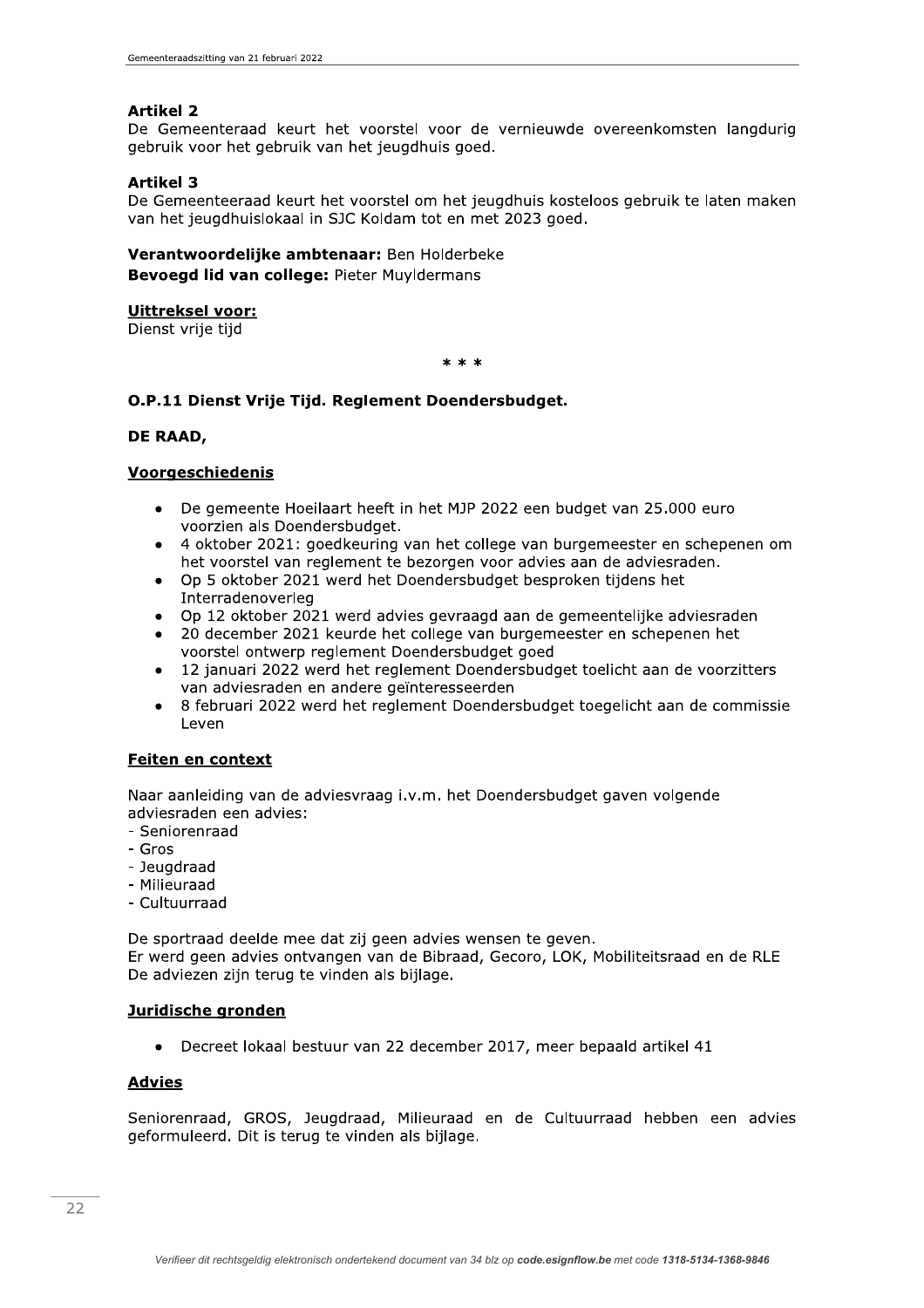### Artikel 2

De Gemeenteraad keurt het voorstel voor de vernieuwde overeenkomsten langdurig gebruik voor het gebruik van het jeugdhuis goed.

### Artikel 3

De Gemeenteeraad keurt het voorstel om het jeugdhuis kosteloos gebruik te laten maken van het jeugdhuislokaal in SJC Koldam tot en met 2023 goed.

**Verantwoordelijke ambtenaar:** Ben Holderbeke
**Bevoegd lid van college:** Pieter Muyldermans

**Uittreksel voor:**
Dienst vrije tijd

* * *

### O.P.11 Dienst Vrije Tijd. Reglement Doendersbudget.

**DE RAAD,**

**Voorgeschiedenis**

- De gemeente Hoeilaart heeft in het MJP 2022 een budget van 25.000 euro voorzien als Doendersbudget.
- 4 oktober 2021: goedkeuring van het college van burgemeester en schepenen om het voorstel van reglement te bezorgen voor advies aan de adviesraden.
- Op 5 oktober 2021 werd het Doendersbudget besproken tijdens het Interradenoverleg
- Op 12 oktober 2021 werd advies gevraagd aan de gemeentelijke adviesraden
- 20 december 2021 keurde het college van burgemeester en schepenen het voorstel ontwerp reglement Doendersbudget goed
- 12 januari 2022 werd het reglement Doendersbudget toelicht aan de voorzitters van adviesraden en andere geïnteresseerden
- 8 februari 2022 werd het reglement Doendersbudget toegelicht aan de commissie Leven

**Feiten en context**

Naar aanleiding van de adviesvraag i.v.m. het Doendersbudget gaven volgende adviesraden een advies:
- Seniorenraad
- Gros
- Jeugdraad
- Milieuraad
- Cultuurraad

De sportraad deelde mee dat zij geen advies wensen te geven.
Er werd geen advies ontvangen van de Bibraad, Gecoro, LOK, Mobiliteitsraad en de RLE
De adviezen zijn terug te vinden als bijlage.

**Juridische gronden**

- Decreet lokaal bestuur van 22 december 2017, meer bepaald artikel 41

**Advies**

Seniorenraad, GROS, Jeugdraad, Milieuraad en de Cultuurraad hebben een advies geformuleerd. Dit is terug te vinden als bijlage.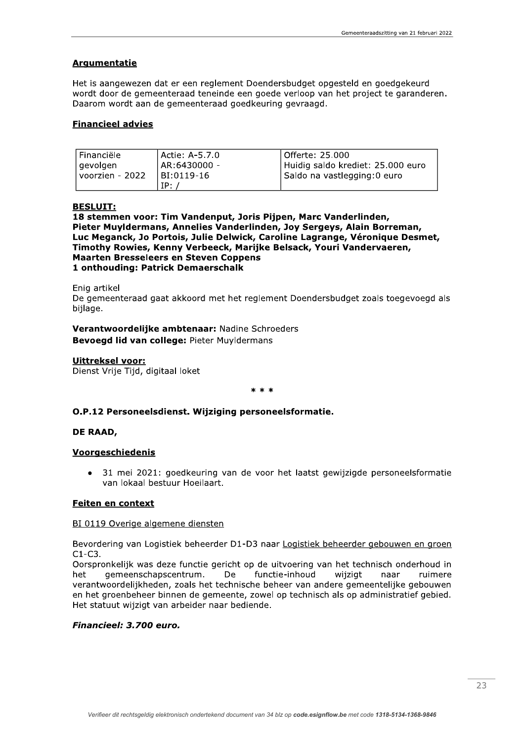## Argumentatie

Het is aangewezen dat er een reglement Doendersbudget opgesteld en goedgekeurd wordt door de gemeenteraad teneinde een goede verloop van het project te garanderen. Daarom wordt aan de gemeenteraad goedkeuring gevraagd.

## Financieel advies

| Financiële gevolgen voorzien - 2022 | Actie: A-5.7.0<br>AR:6430000 -<br>BI:0119-16<br>IP: / | Offerte: 25.000<br>Huidig saldo krediet: 25.000 euro<br>Saldo na vastlegging:0 euro |
|---|---|---|

## BESLUIT:

**18 stemmen voor: Tim Vandenput, Joris Pijpen, Marc Vanderlinden, Pieter Muyldermans, Annelies Vanderlinden, Joy Sergeys, Alain Borreman, Luc Meganck, Jo Portois, Julie Delwick, Caroline Lagrange, Véronique Desmet, Timothy Rowies, Kenny Verbeeck, Marijke Belsack, Youri Vandervaeren, Maarten Bresseleers en Steven Coppens**
**1 onthouding: Patrick Demaerschalk**

Enig artikel
De gemeenteraad gaat akkoord met het reglement Doendersbudget zoals toegevoegd als bijlage.

**Verantwoordelijke ambtenaar:** Nadine Schroeders
**Bevoegd lid van college:** Pieter Muyldermans

**Uittreksel voor:**
Dienst Vrije Tijd, digitaal loket

\* \* \*

### O.P.12 Personeelsdienst. Wijziging personeelsformatie.

**DE RAAD,**

## Voorgeschiedenis

- 31 mei 2021: goedkeuring van de voor het laatst gewijzigde personeelsformatie van lokaal bestuur Hoeilaart.

## Feiten en context

BI 0119 Overige algemene diensten

Bevordering van Logistiek beheerder D1-D3 naar Logistiek beheerder gebouwen en groen C1-C3.
Oorspronkelijk was deze functie gericht op de uitvoering van het technisch onderhoud in het gemeenschapscentrum. De functie-inhoud wijzigt naar ruimere verantwoordelijkheden, zoals het technische beheer van andere gemeentelijke gebouwen en het groenbeheer binnen de gemeente, zowel op technisch als op administratief gebied. Het statuut wijzigt van arbeider naar bediende.

***Financieel: 3.700 euro.***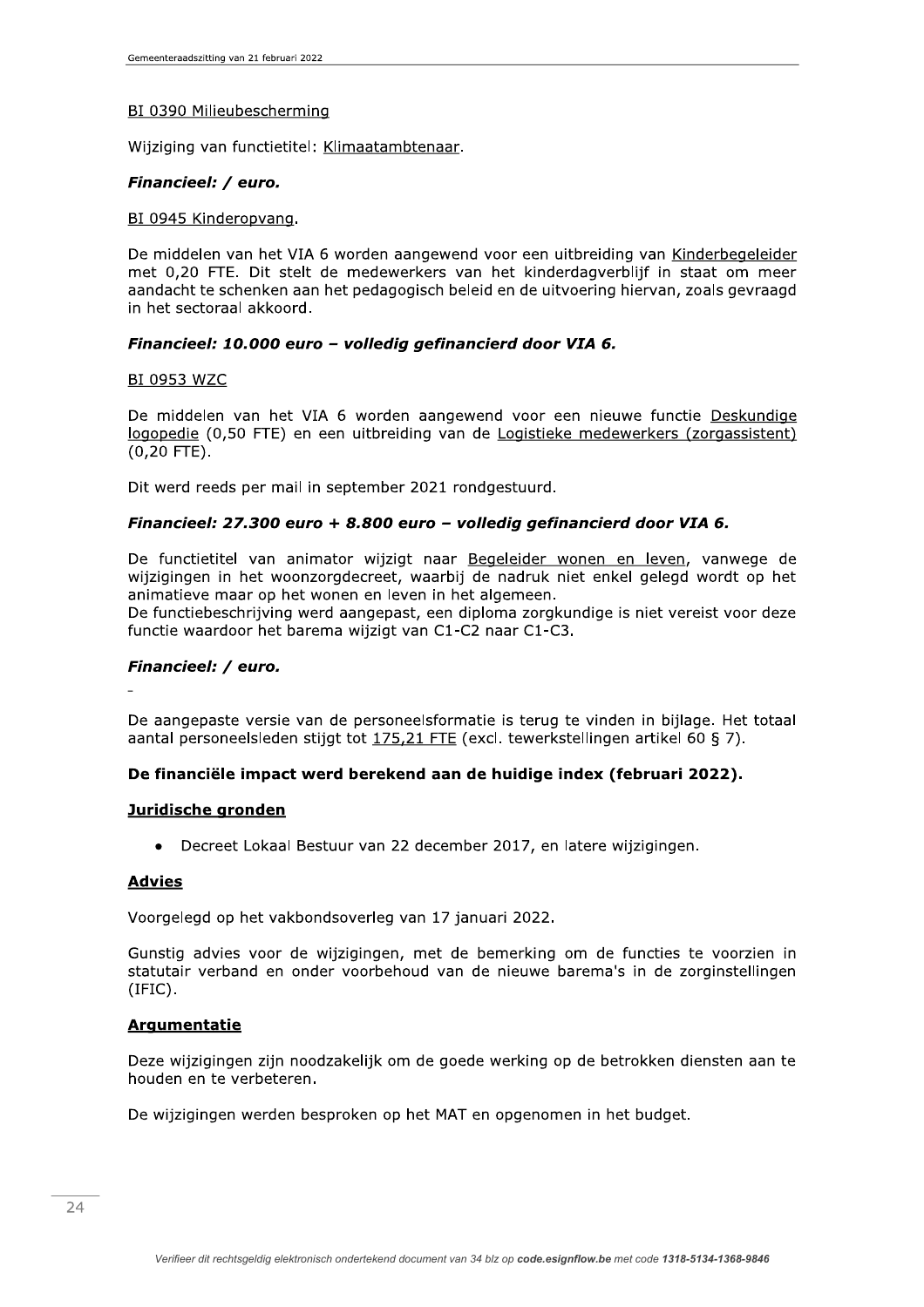BI 0390 Milieubescherming

Wijziging van functietitel: Klimaatambtenaar.

***Financieel: / euro.***

BI 0945 Kinderopvang.

De middelen van het VIA 6 worden aangewend voor een uitbreiding van Kinderbegeleider met 0,20 FTE. Dit stelt de medewerkers van het kinderdagverblijf in staat om meer aandacht te schenken aan het pedagogisch beleid en de uitvoering hiervan, zoals gevraagd in het sectoraal akkoord.

***Financieel: 10.000 euro – volledig gefinancierd door VIA 6.***

BI 0953 WZC

De middelen van het VIA 6 worden aangewend voor een nieuwe functie Deskundige logopedie (0,50 FTE) en een uitbreiding van de Logistieke medewerkers (zorgassistent) (0,20 FTE).

Dit werd reeds per mail in september 2021 rondgestuurd.

***Financieel: 27.300 euro + 8.800 euro – volledig gefinancierd door VIA 6.***

De functietitel van animator wijzigt naar Begeleider wonen en leven, vanwege de wijzigingen in het woonzorgdecreet, waarbij de nadruk niet enkel gelegd wordt op het animatieve maar op het wonen en leven in het algemeen.
De functiebeschrijving werd aangepast, een diploma zorgkundige is niet vereist voor deze functie waardoor het barema wijzigt van C1-C2 naar C1-C3.

***Financieel: / euro.***

-

De aangepaste versie van de personeelsformatie is terug te vinden in bijlage. Het totaal aantal personeelsleden stijgt tot 175,21 FTE (excl. tewerkstellingen artikel 60 § 7).

**De financiële impact werd berekend aan de huidige index (februari 2022).**

## Juridische gronden

- Decreet Lokaal Bestuur van 22 december 2017, en latere wijzigingen.

## Advies

Voorgelegd op het vakbondsoverleg van 17 januari 2022.

Gunstig advies voor de wijzigingen, met de bemerking om de functies te voorzien in statutair verband en onder voorbehoud van de nieuwe barema's in de zorginstellingen (IFIC).

## Argumentatie

Deze wijzigingen zijn noodzakelijk om de goede werking op de betrokken diensten aan te houden en te verbeteren.

De wijzigingen werden besproken op het MAT en opgenomen in het budget.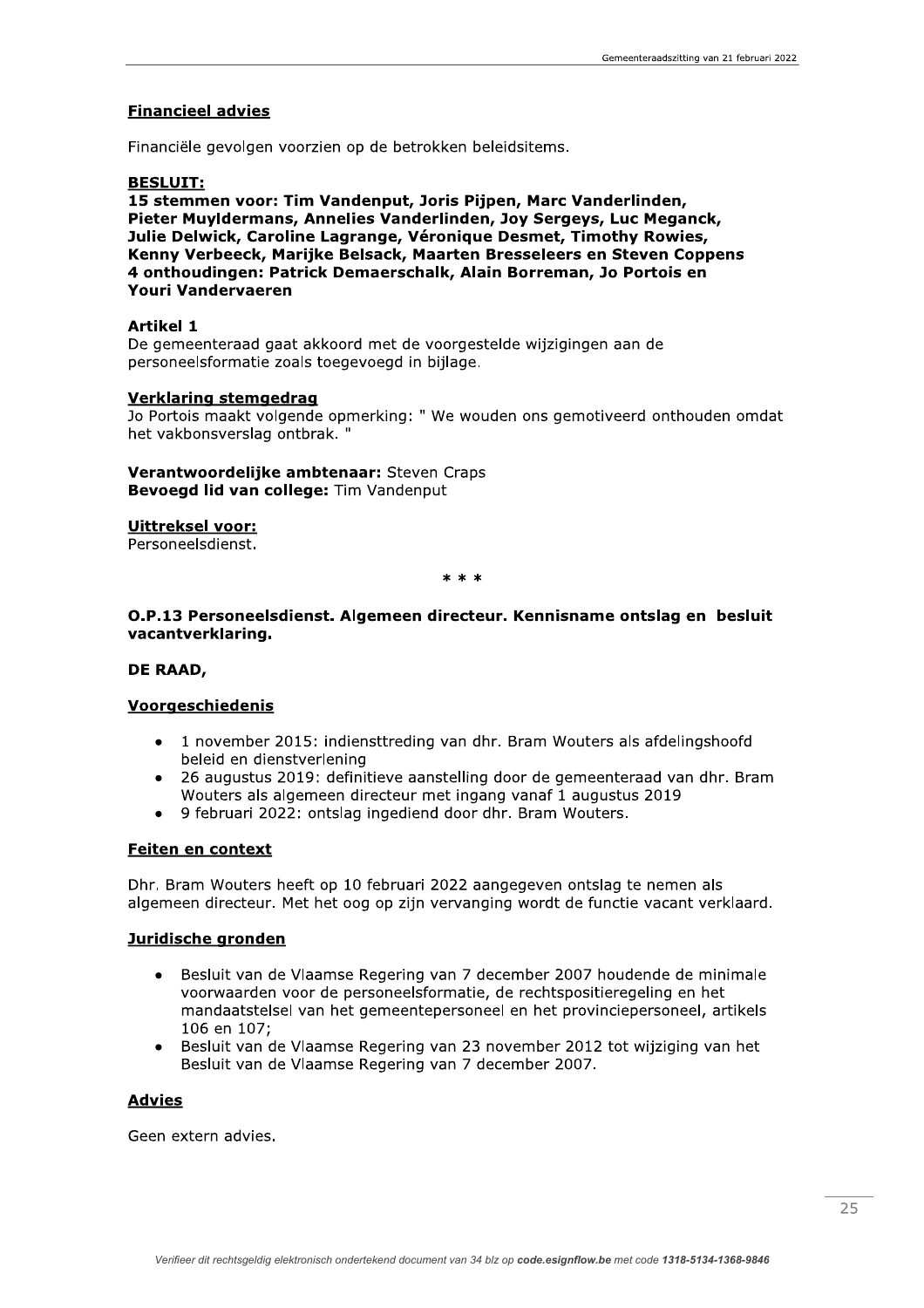**Financieel advies**

Financiële gevolgen voorzien op de betrokken beleidsitems.

**BESLUIT:**

**15 stemmen voor: Tim Vandenput, Joris Pijpen, Marc Vanderlinden, Pieter Muyldermans, Annelies Vanderlinden, Joy Sergeys, Luc Meganck, Julie Delwick, Caroline Lagrange, Véronique Desmet, Timothy Rowies, Kenny Verbeeck, Marijke Belsack, Maarten Bresseleers en Steven Coppens**
**4 onthoudingen: Patrick Demaerschalk, Alain Borreman, Jo Portois en Youri Vandervaeren**

**Artikel 1**
De gemeenteraad gaat akkoord met de voorgestelde wijzigingen aan de personeelsformatie zoals toegevoegd in bijlage.

**Verklaring stemgedrag**
Jo Portois maakt volgende opmerking: " We wouden ons gemotiveerd onthouden omdat het vakbonsverslag ontbrak. "

**Verantwoordelijke ambtenaar:** Steven Craps
**Bevoegd lid van college:** Tim Vandenput

**Uittreksel voor:**
Personeelsdienst.

\* \* \*

**O.P.13 Personeelsdienst. Algemeen directeur. Kennisname ontslag en besluit vacantverklaring.**

**DE RAAD,**

**Voorgeschiedenis**

- 1 november 2015: indiensttreding van dhr. Bram Wouters als afdelingshoofd beleid en dienstverlening
- 26 augustus 2019: definitieve aanstelling door de gemeenteraad van dhr. Bram Wouters als algemeen directeur met ingang vanaf 1 augustus 2019
- 9 februari 2022: ontslag ingediend door dhr. Bram Wouters.

**Feiten en context**

Dhr. Bram Wouters heeft op 10 februari 2022 aangegeven ontslag te nemen als algemeen directeur. Met het oog op zijn vervanging wordt de functie vacant verklaard.

**Juridische gronden**

- Besluit van de Vlaamse Regering van 7 december 2007 houdende de minimale voorwaarden voor de personeelsformatie, de rechtspositieregeling en het mandaatstelsel van het gemeentepersoneel en het provinciepersoneel, artikels 106 en 107;
- Besluit van de Vlaamse Regering van 23 november 2012 tot wijziging van het Besluit van de Vlaamse Regering van 7 december 2007.

**Advies**

Geen extern advies.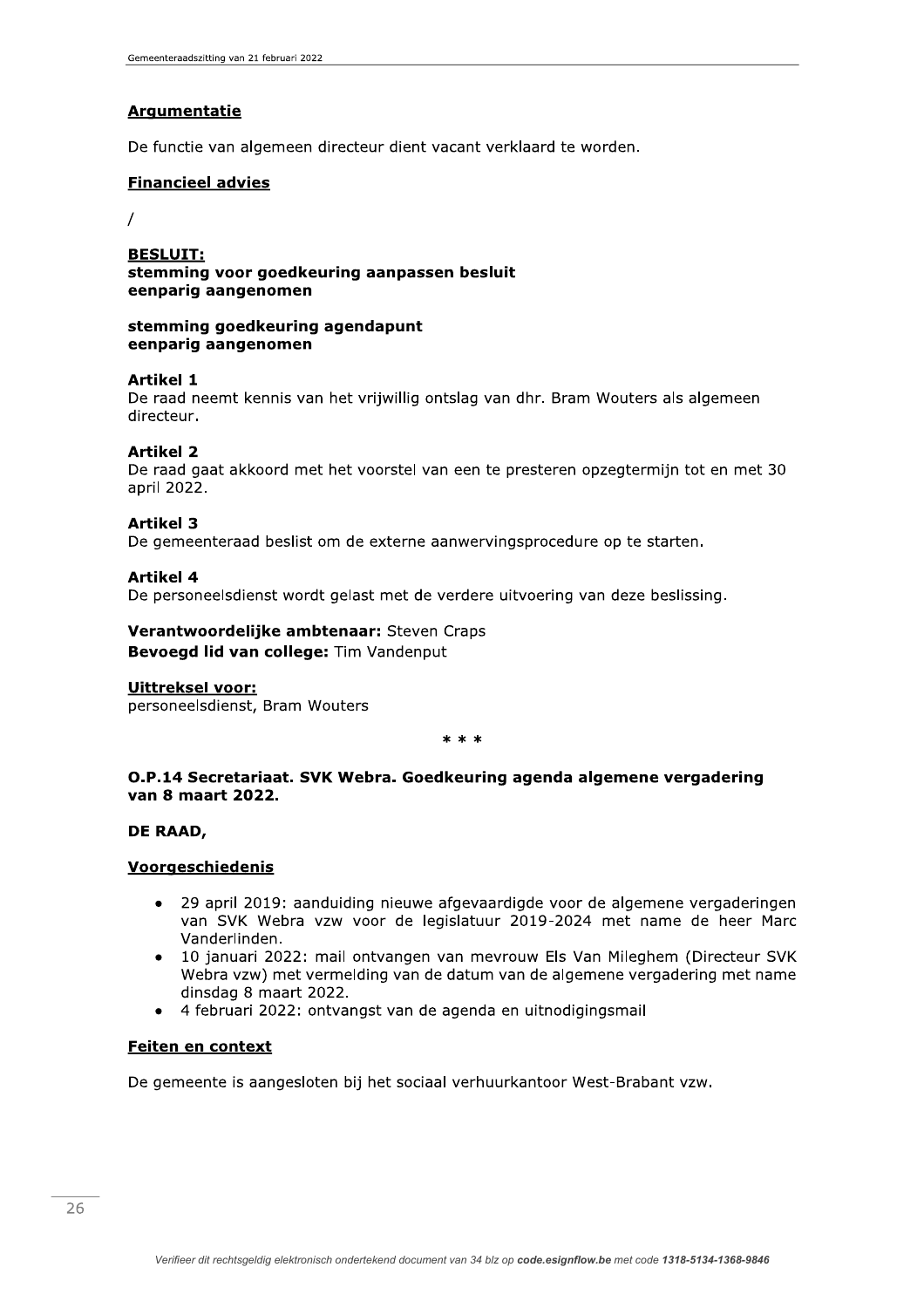**Argumentatie**

De functie van algemeen directeur dient vacant verklaard te worden.

**Financieel advies**

/

**BESLUIT:**
**stemming voor goedkeuring aanpassen besluit**
**eenparig aangenomen**

**stemming goedkeuring agendapunt**
**eenparig aangenomen**

**Artikel 1**
De raad neemt kennis van het vrijwillig ontslag van dhr. Bram Wouters als algemeen directeur.

**Artikel 2**
De raad gaat akkoord met het voorstel van een te presteren opzegtermijn tot en met 30 april 2022.

**Artikel 3**
De gemeenteraad beslist om de externe aanwervingsprocedure op te starten.

**Artikel 4**
De personeelsdienst wordt gelast met de verdere uitvoering van deze beslissing.

**Verantwoordelijke ambtenaar:** Steven Craps
**Bevoegd lid van college:** Tim Vandenput

**Uittreksel voor:**
personeelsdienst, Bram Wouters

\* \* \*

### O.P.14 Secretariaat. SVK Webra. Goedkeuring agenda algemene vergadering van 8 maart 2022.

**DE RAAD,**

**Voorgeschiedenis**

- 29 april 2019: aanduiding nieuwe afgevaardigde voor de algemene vergaderingen van SVK Webra vzw voor de legislatuur 2019-2024 met name de heer Marc Vanderlinden.
- 10 januari 2022: mail ontvangen van mevrouw Els Van Mileghem (Directeur SVK Webra vzw) met vermelding van de datum van de algemene vergadering met name dinsdag 8 maart 2022.
- 4 februari 2022: ontvangst van de agenda en uitnodigingsmail

**Feiten en context**

De gemeente is aangesloten bij het sociaal verhuurkantoor West-Brabant vzw.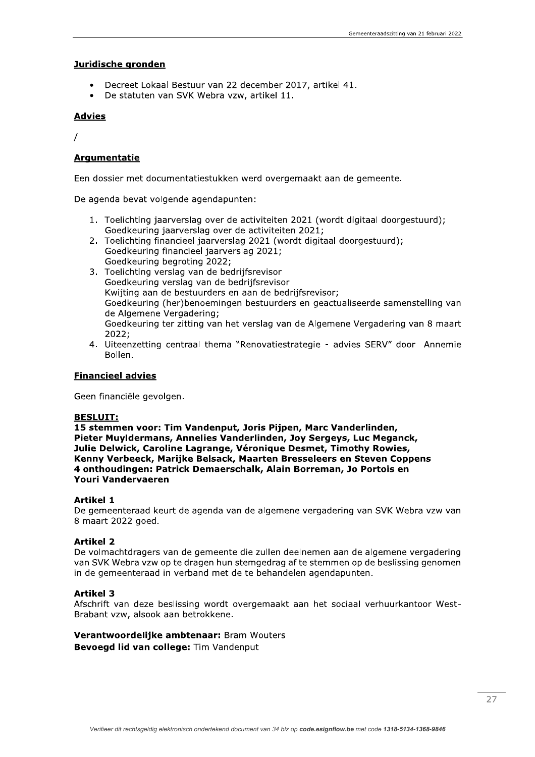**Juridische gronden**

- Decreet Lokaal Bestuur van 22 december 2017, artikel 41.
- De statuten van SVK Webra vzw, artikel 11.

**Advies**

/

**Argumentatie**

Een dossier met documentatiestukken werd overgemaakt aan de gemeente.

De agenda bevat volgende agendapunten:

1. Toelichting jaarverslag over de activiteiten 2021 (wordt digitaal doorgestuurd);
   Goedkeuring jaarverslag over de activiteiten 2021;
2. Toelichting financieel jaarverslag 2021 (wordt digitaal doorgestuurd);
   Goedkeuring financieel jaarverslag 2021;
   Goedkeuring begroting 2022;
3. Toelichting verslag van de bedrijfsrevisor
   Goedkeuring verslag van de bedrijfsrevisor
   Kwijting aan de bestuurders en aan de bedrijfsrevisor;
   Goedkeuring (her)benoemingen bestuurders en geactualiseerde samenstelling van de Algemene Vergadering;
   Goedkeuring ter zitting van het verslag van de Algemene Vergadering van 8 maart 2022;
4. Uiteenzetting centraal thema "Renovatiestrategie - advies SERV" door Annemie Bollen.

**Financieel advies**

Geen financiële gevolgen.

**BESLUIT:**

**15 stemmen voor: Tim Vandenput, Joris Pijpen, Marc Vanderlinden, Pieter Muyldermans, Annelies Vanderlinden, Joy Sergeys, Luc Meganck, Julie Delwick, Caroline Lagrange, Véronique Desmet, Timothy Rowies, Kenny Verbeeck, Marijke Belsack, Maarten Bresseleers en Steven Coppens**
**4 onthoudingen: Patrick Demaerschalk, Alain Borreman, Jo Portois en Youri Vandervaeren**

**Artikel 1**

De gemeenteraad keurt de agenda van de algemene vergadering van SVK Webra vzw van 8 maart 2022 goed.

**Artikel 2**

De volmachtdragers van de gemeente die zullen deelnemen aan de algemene vergadering van SVK Webra vzw op te dragen hun stemgedrag af te stemmen op de beslissing genomen in de gemeenteraad in verband met de te behandelen agendapunten.

**Artikel 3**

Afschrift van deze beslissing wordt overgemaakt aan het sociaal verhuurkantoor West-Brabant vzw, alsook aan betrokkene.

**Verantwoordelijke ambtenaar:** Bram Wouters
**Bevoegd lid van college:** Tim Vandenput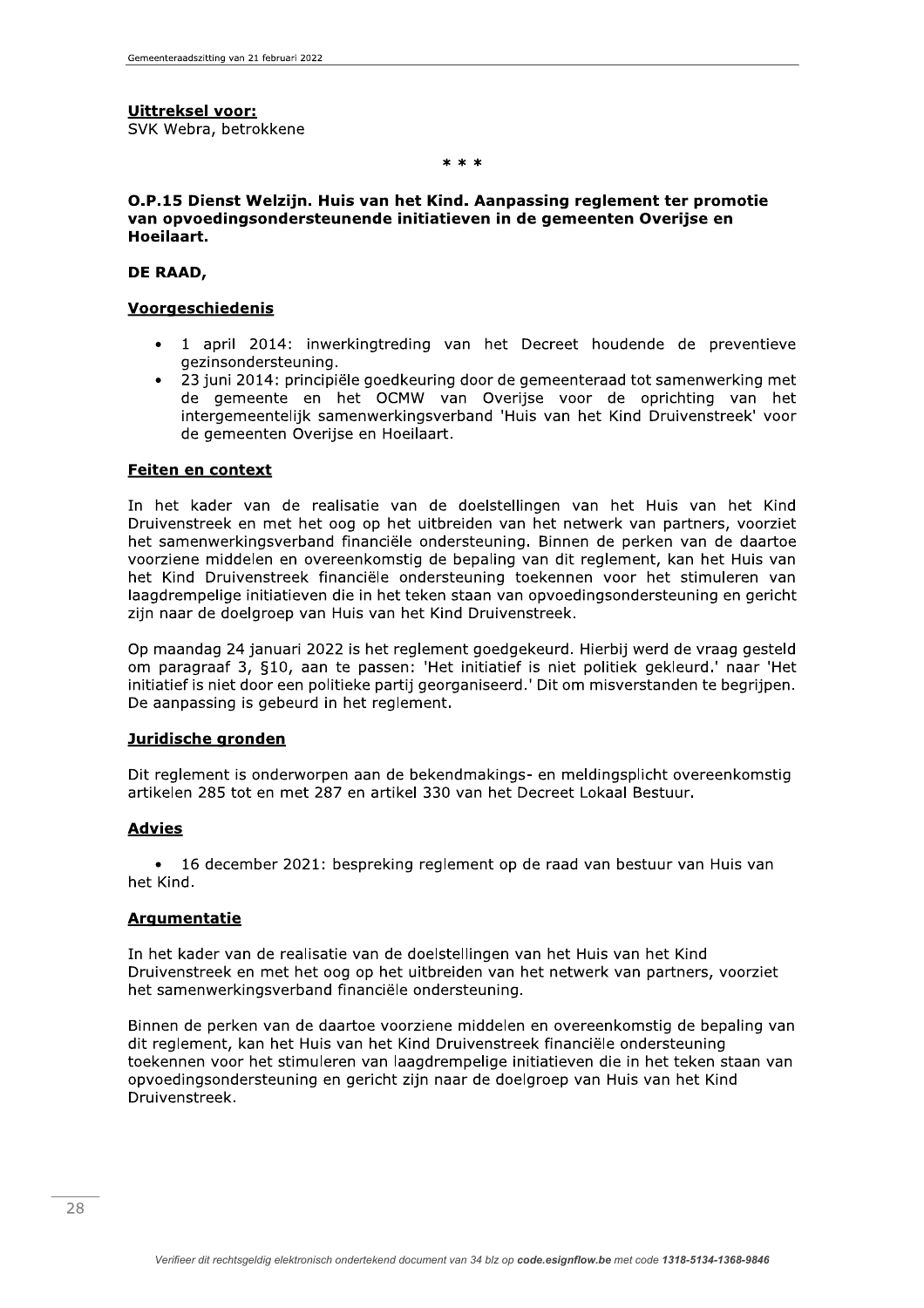**Uittreksel voor:**
SVK Webra, betrokkene

\* \* \*

**O.P.15 Dienst Welzijn. Huis van het Kind. Aanpassing reglement ter promotie van opvoedingsondersteunende initiatieven in de gemeenten Overijse en Hoeilaart.**

**DE RAAD,**

**Voorgeschiedenis**

- 1 april 2014: inwerkingtreding van het Decreet houdende de preventieve gezinsondersteuning.
- 23 juni 2014: principiële goedkeuring door de gemeenteraad tot samenwerking met de gemeente en het OCMW van Overijse voor de oprichting van het intergemeentelijk samenwerkingsverband 'Huis van het Kind Druivenstreek' voor de gemeenten Overijse en Hoeilaart.

**Feiten en context**

In het kader van de realisatie van de doelstellingen van het Huis van het Kind Druivenstreek en met het oog op het uitbreiden van het netwerk van partners, voorziet het samenwerkingsverband financiële ondersteuning. Binnen de perken van de daartoe voorziene middelen en overeenkomstig de bepaling van dit reglement, kan het Huis van het Kind Druivenstreek financiële ondersteuning toekennen voor het stimuleren van laagdrempelige initiatieven die in het teken staan van opvoedingsondersteuning en gericht zijn naar de doelgroep van Huis van het Kind Druivenstreek.

Op maandag 24 januari 2022 is het reglement goedgekeurd. Hierbij werd de vraag gesteld om paragraaf 3, §10, aan te passen: 'Het initiatief is niet politiek gekleurd.' naar 'Het initiatief is niet door een politieke partij georganiseerd.' Dit om misverstanden te begrijpen. De aanpassing is gebeurd in het reglement.

**Juridische gronden**

Dit reglement is onderworpen aan de bekendmakings- en meldingsplicht overeenkomstig artikelen 285 tot en met 287 en artikel 330 van het Decreet Lokaal Bestuur.

**Advies**

- 16 december 2021: bespreking reglement op de raad van bestuur van Huis van het Kind.

**Argumentatie**

In het kader van de realisatie van de doelstellingen van het Huis van het Kind Druivenstreek en met het oog op het uitbreiden van het netwerk van partners, voorziet het samenwerkingsverband financiële ondersteuning.

Binnen de perken van de daartoe voorziene middelen en overeenkomstig de bepaling van dit reglement, kan het Huis van het Kind Druivenstreek financiële ondersteuning toekennen voor het stimuleren van laagdrempelige initiatieven die in het teken staan van opvoedingsondersteuning en gericht zijn naar de doelgroep van Huis van het Kind Druivenstreek.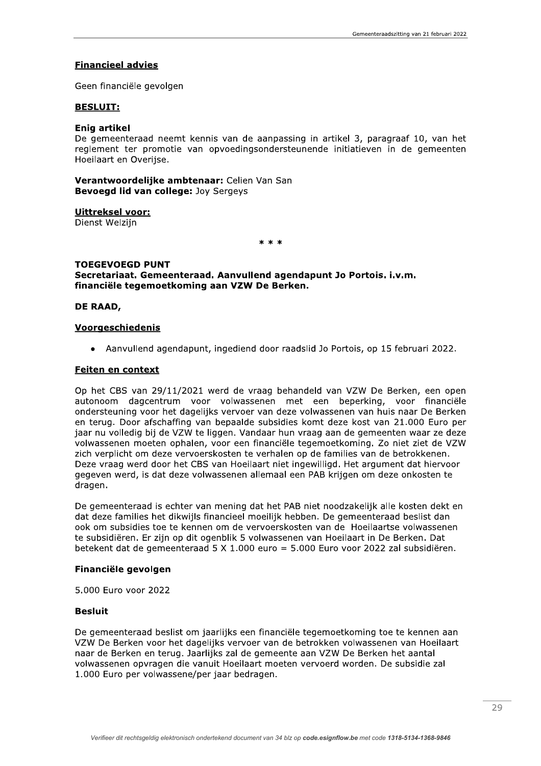**Financieel advies**

Geen financiële gevolgen

**BESLUIT:**

**Enig artikel**
De gemeenteraad neemt kennis van de aanpassing in artikel 3, paragraaf 10, van het reglement ter promotie van opvoedingsondersteunende initiatieven in de gemeenten Hoeilaart en Overijse.

**Verantwoordelijke ambtenaar:** Celien Van San
**Bevoegd lid van college:** Joy Sergeys

**Uittreksel voor:**
Dienst Welzijn

\* \* \*

**TOEGEVOEGD PUNT**
**Secretariaat. Gemeenteraad. Aanvullend agendapunt Jo Portois. i.v.m. financiële tegemoetkoming aan VZW De Berken.**

**DE RAAD,**

**Voorgeschiedenis**

- Aanvullend agendapunt, ingediend door raadslid Jo Portois, op 15 februari 2022.

**Feiten en context**

Op het CBS van 29/11/2021 werd de vraag behandeld van VZW De Berken, een open autonoom dagcentrum voor volwassenen met een beperking, voor financiële ondersteuning voor het dagelijks vervoer van deze volwassenen van huis naar De Berken en terug. Door afschaffing van bepaalde subsidies komt deze kost van 21.000 Euro per jaar nu volledig bij de VZW te liggen. Vandaar hun vraag aan de gemeenten waar ze deze volwassenen moeten ophalen, voor een financiële tegemoetkoming. Zo niet ziet de VZW zich verplicht om deze vervoerskosten te verhalen op de families van de betrokkenen. Deze vraag werd door het CBS van Hoeilaart niet ingewilligd. Het argument dat hiervoor gegeven werd, is dat deze volwassenen allemaal een PAB krijgen om deze onkosten te dragen.

De gemeenteraad is echter van mening dat het PAB niet noodzakelijk alle kosten dekt en dat deze families het dikwijls financieel moeilijk hebben. De gemeenteraad beslist dan ook om subsidies toe te kennen om de vervoerskosten van de Hoeilaartse volwassenen te subsidiëren. Er zijn op dit ogenblik 5 volwassenen van Hoeilaart in De Berken. Dat betekent dat de gemeenteraad 5 X 1.000 euro = 5.000 Euro voor 2022 zal subsidiëren.

**Financiële gevolgen**

5.000 Euro voor 2022

**Besluit**

De gemeenteraad beslist om jaarlijks een financiële tegemoetkoming toe te kennen aan VZW De Berken voor het dagelijks vervoer van de betrokken volwassenen van Hoeilaart naar de Berken en terug. Jaarlijks zal de gemeente aan VZW De Berken het aantal volwassenen opvragen die vanuit Hoeilaart moeten vervoerd worden. De subsidie zal 1.000 Euro per volwassene/per jaar bedragen.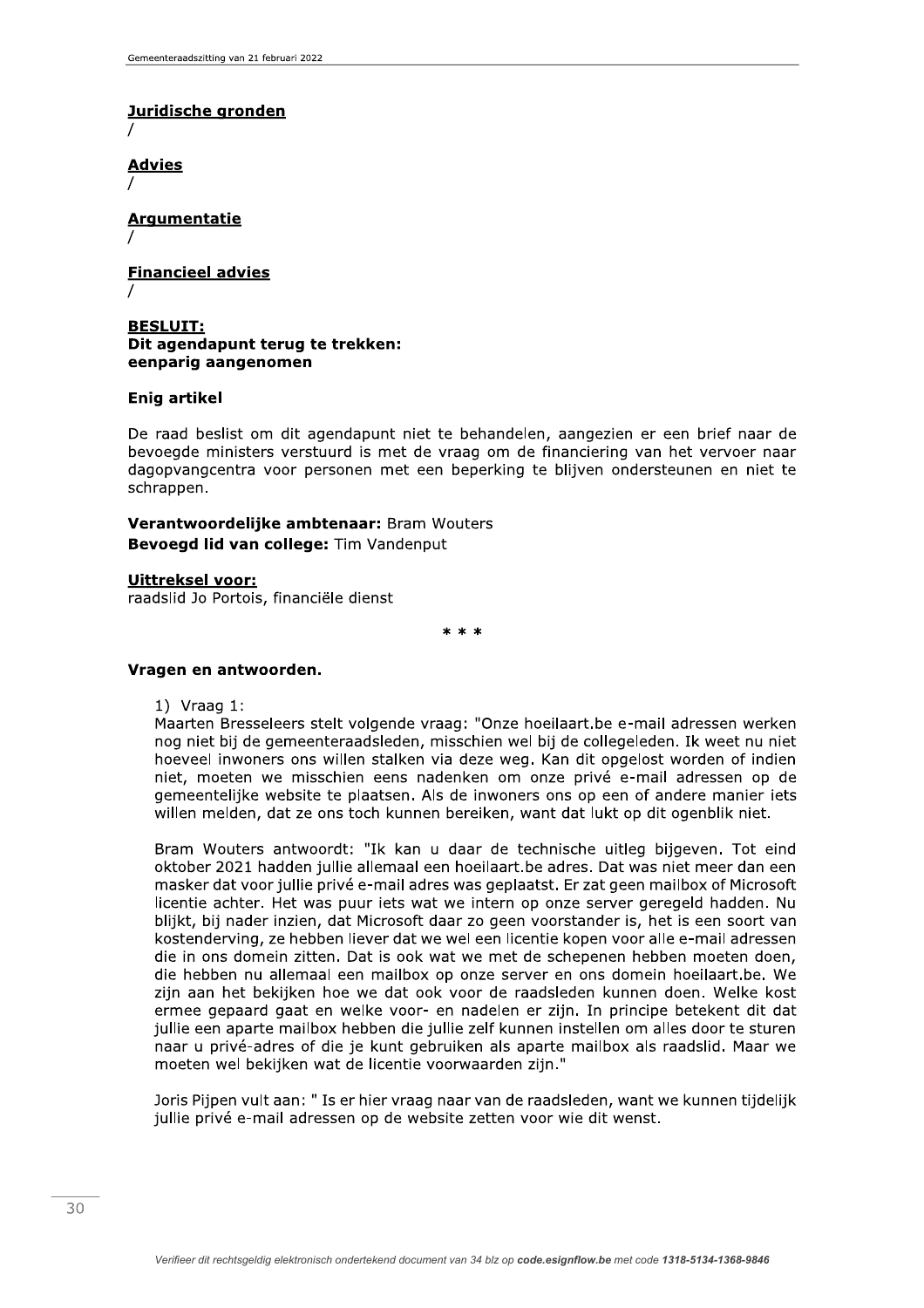**Juridische gronden**

/

**Advies**

/

**Argumentatie**

/

**Financieel advies**

/

**BESLUIT:**
**Dit agendapunt terug te trekken: eenparig aangenomen**

**Enig artikel**

De raad beslist om dit agendapunt niet te behandelen, aangezien er een brief naar de bevoegde ministers verstuurd is met de vraag om de financiering van het vervoer naar dagopvangcentra voor personen met een beperking te blijven ondersteunen en niet te schrappen.

**Verantwoordelijke ambtenaar:** Bram Wouters
**Bevoegd lid van college:** Tim Vandenput

**Uittreksel voor:**
raadslid Jo Portois, financiële dienst

\* \* \*

**Vragen en antwoorden.**

1) Vraag 1:
Maarten Bresseleers stelt volgende vraag: "Onze hoeilaart.be e-mail adressen werken nog niet bij de gemeenteraadsleden, misschien wel bij de collegeleden. Ik weet nu niet hoeveel inwoners ons willen stalken via deze weg. Kan dit opgelost worden of indien niet, moeten we misschien eens nadenken om onze privé e-mail adressen op de gemeentelijke website te plaatsen. Als de inwoners ons op een of andere manier iets willen melden, dat ze ons toch kunnen bereiken, want dat lukt op dit ogenblik niet.

Bram Wouters antwoordt: "Ik kan u daar de technische uitleg bijgeven. Tot eind oktober 2021 hadden jullie allemaal een hoeilaart.be adres. Dat was niet meer dan een masker dat voor jullie privé e-mail adres was geplaatst. Er zat geen mailbox of Microsoft licentie achter. Het was puur iets wat we intern op onze server geregeld hadden. Nu blijkt, bij nader inzien, dat Microsoft daar zo geen voorstander is, het is een soort van kostenderving, ze hebben liever dat we wel een licentie kopen voor alle e-mail adressen die in ons domein zitten. Dat is ook wat we met de schepenen hebben moeten doen, die hebben nu allemaal een mailbox op onze server en ons domein hoeilaart.be. We zijn aan het bekijken hoe we dat ook voor de raadsleden kunnen doen. Welke kost ermee gepaard gaat en welke voor- en nadelen er zijn. In principe betekent dit dat jullie een aparte mailbox hebben die jullie zelf kunnen instellen om alles door te sturen naar u privé-adres of die je kunt gebruiken als aparte mailbox als raadslid. Maar we moeten wel bekijken wat de licentie voorwaarden zijn."

Joris Pijpen vult aan: " Is er hier vraag naar van de raadsleden, want we kunnen tijdelijk jullie privé e-mail adressen op de website zetten voor wie dit wenst.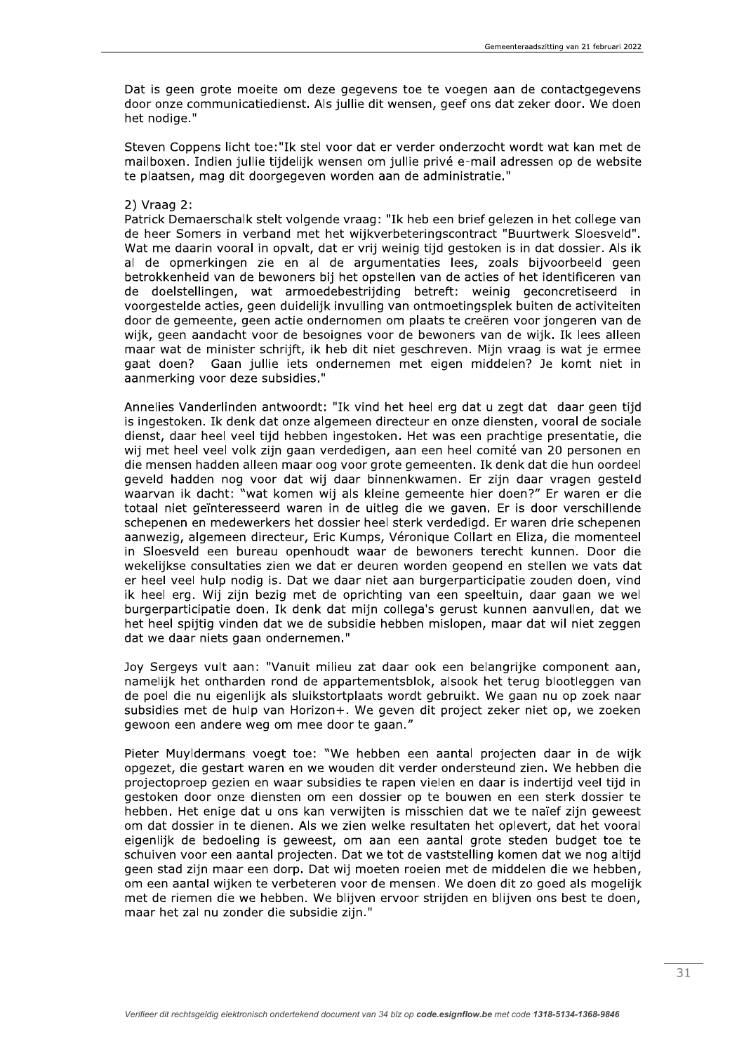Dat is geen grote moeite om deze gegevens toe te voegen aan de contactgegevens door onze communicatiedienst. Als jullie dit wensen, geef ons dat zeker door. We doen het nodige."

Steven Coppens licht toe:"Ik stel voor dat er verder onderzocht wordt wat kan met de mailboxen. Indien jullie tijdelijk wensen om jullie privé e-mail adressen op de website te plaatsen, mag dit doorgegeven worden aan de administratie."

2) Vraag 2:
Patrick Demaerschalk stelt volgende vraag: "Ik heb een brief gelezen in het college van de heer Somers in verband met het wijkverbeteringscontract "Buurtwerk Sloesveld". Wat me daarin vooral in opvalt, dat er vrij weinig tijd gestoken is in dat dossier. Als ik al de opmerkingen zie en al de argumentaties lees, zoals bijvoorbeeld geen betrokkenheid van de bewoners bij het opstellen van de acties of het identificeren van de doelstellingen, wat armoedebestrijding betreft: weinig geconcretiseerd in voorgestelde acties, geen duidelijk invulling van ontmoetingsplek buiten de activiteiten door de gemeente, geen actie ondernomen om plaats te creëren voor jongeren van de wijk, geen aandacht voor de besoignes voor de bewoners van de wijk. Ik lees alleen maar wat de minister schrijft, ik heb dit niet geschreven. Mijn vraag is wat je ermee gaat doen? Gaan jullie iets ondernemen met eigen middelen? Je komt niet in aanmerking voor deze subsidies."

Annelies Vanderlinden antwoordt: "Ik vind het heel erg dat u zegt dat daar geen tijd is ingestoken. Ik denk dat onze algemeen directeur en onze diensten, vooral de sociale dienst, daar heel veel tijd hebben ingestoken. Het was een prachtige presentatie, die wij met heel veel volk zijn gaan verdedigen, aan een heel comité van 20 personen en die mensen hadden alleen maar oog voor grote gemeenten. Ik denk dat die hun oordeel geveld hadden nog voor dat wij daar binnenkwamen. Er zijn daar vragen gesteld waarvan ik dacht: "wat komen wij als kleine gemeente hier doen?" Er waren er die totaal niet geïnteresseerd waren in de uitleg die we gaven. Er is door verschillende schepenen en medewerkers het dossier heel sterk verdedigd. Er waren drie schepenen aanwezig, algemeen directeur, Eric Kumps, Véronique Collart en Eliza, die momenteel in Sloesveld een bureau openhoudt waar de bewoners terecht kunnen. Door die wekelijkse consultaties zien we dat er deuren worden geopend en stellen we vats dat er heel veel hulp nodig is. Dat we daar niet aan burgerparticipatie zouden doen, vind ik heel erg. Wij zijn bezig met de oprichting van een speeltuin, daar gaan we wel burgerparticipatie doen. Ik denk dat mijn collega's gerust kunnen aanvullen, dat we het heel spijtig vinden dat we de subsidie hebben mislopen, maar dat wil niet zeggen dat we daar niets gaan ondernemen."

Joy Sergeys vult aan: "Vanuit milieu zat daar ook een belangrijke component aan, namelijk het ontharden rond de appartementsblok, alsook het terug blootleggen van de poel die nu eigenlijk als sluikstortplaats wordt gebruikt. We gaan nu op zoek naar subsidies met de hulp van Horizon+. We geven dit project zeker niet op, we zoeken gewoon een andere weg om mee door te gaan."

Pieter Muyldermans voegt toe: "We hebben een aantal projecten daar in de wijk opgezet, die gestart waren en we wouden dit verder ondersteund zien. We hebben die projectoproep gezien en waar subsidies te rapen vielen en daar is indertijd veel tijd in gestoken door onze diensten om een dossier op te bouwen en een sterk dossier te hebben. Het enige dat u ons kan verwijten is misschien dat we te naïef zijn geweest om dat dossier in te dienen. Als we zien welke resultaten het oplevert, dat het vooral eigenlijk de bedoeling is geweest, om aan een aantal grote steden budget toe te schuiven voor een aantal projecten. Dat we tot de vaststelling komen dat we nog altijd geen stad zijn maar een dorp. Dat wij moeten roeien met de middelen die we hebben, om een aantal wijken te verbeteren voor de mensen. We doen dit zo goed als mogelijk met de riemen die we hebben. We blijven ervoor strijden en blijven ons best te doen, maar het zal nu zonder die subsidie zijn."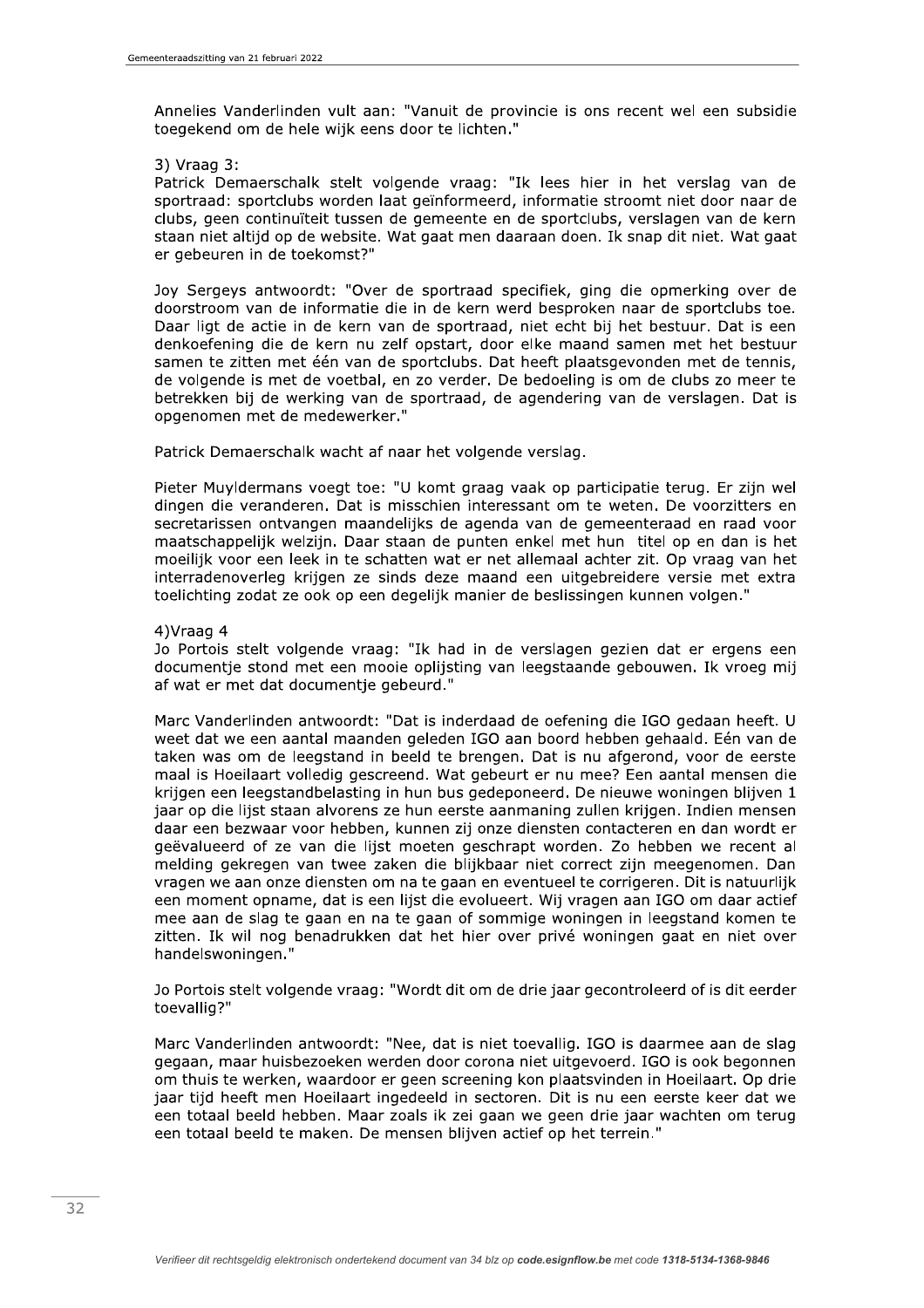Annelies Vanderlinden vult aan: "Vanuit de provincie is ons recent wel een subsidie toegekend om de hele wijk eens door te lichten."

3) Vraag 3:

Patrick Demaerschalk stelt volgende vraag: "Ik lees hier in het verslag van de sportraad: sportclubs worden laat geïnformeerd, informatie stroomt niet door naar de clubs, geen continuïteit tussen de gemeente en de sportclubs, verslagen van de kern staan niet altijd op de website. Wat gaat men daaraan doen. Ik snap dit niet. Wat gaat er gebeuren in de toekomst?"

Joy Sergeys antwoordt: "Over de sportraad specifiek, ging die opmerking over de doorstroom van de informatie die in de kern werd besproken naar de sportclubs toe. Daar ligt de actie in de kern van de sportraad, niet echt bij het bestuur. Dat is een denkoefening die de kern nu zelf opstart, door elke maand samen met het bestuur samen te zitten met één van de sportclubs. Dat heeft plaatsgevonden met de tennis, de volgende is met de voetbal, en zo verder. De bedoeling is om de clubs zo meer te betrekken bij de werking van de sportraad, de agendering van de verslagen. Dat is opgenomen met de medewerker."

Patrick Demaerschalk wacht af naar het volgende verslag.

Pieter Muyldermans voegt toe: "U komt graag vaak op participatie terug. Er zijn wel dingen die veranderen. Dat is misschien interessant om te weten. De voorzitters en secretarissen ontvangen maandelijks de agenda van de gemeenteraad en raad voor maatschappelijk welzijn. Daar staan de punten enkel met hun titel op en dan is het moeilijk voor een leek in te schatten wat er net allemaal achter zit. Op vraag van het interradenoverleg krijgen ze sinds deze maand een uitgebreidere versie met extra toelichting zodat ze ook op een degelijk manier de beslissingen kunnen volgen."

4)Vraag 4

Jo Portois stelt volgende vraag: "Ik had in de verslagen gezien dat er ergens een documentje stond met een mooie oplijsting van leegstaande gebouwen. Ik vroeg mij af wat er met dat documentje gebeurd."

Marc Vanderlinden antwoordt: "Dat is inderdaad de oefening die IGO gedaan heeft. U weet dat we een aantal maanden geleden IGO aan boord hebben gehaald. Eén van de taken was om de leegstand in beeld te brengen. Dat is nu afgerond, voor de eerste maal is Hoeilaart volledig gescreend. Wat gebeurt er nu mee? Een aantal mensen die krijgen een leegstandbelasting in hun bus gedeponeerd. De nieuwe woningen blijven 1 jaar op die lijst staan alvorens ze hun eerste aanmaning zullen krijgen. Indien mensen daar een bezwaar voor hebben, kunnen zij onze diensten contacteren en dan wordt er geëvalueerd of ze van die lijst moeten geschrapt worden. Zo hebben we recent al melding gekregen van twee zaken die blijkbaar niet correct zijn meegenomen. Dan vragen we aan onze diensten om na te gaan en eventueel te corrigeren. Dit is natuurlijk een moment opname, dat is een lijst die evolueert. Wij vragen aan IGO om daar actief mee aan de slag te gaan en na te gaan of sommige woningen in leegstand komen te zitten. Ik wil nog benadrukken dat het hier over privé woningen gaat en niet over handelswoningen."

Jo Portois stelt volgende vraag: "Wordt dit om de drie jaar gecontroleerd of is dit eerder toevallig?"

Marc Vanderlinden antwoordt: "Nee, dat is niet toevallig. IGO is daarmee aan de slag gegaan, maar huisbezoeken werden door corona niet uitgevoerd. IGO is ook begonnen om thuis te werken, waardoor er geen screening kon plaatsvinden in Hoeilaart. Op drie jaar tijd heeft men Hoeilaart ingedeeld in sectoren. Dit is nu een eerste keer dat we een totaal beeld hebben. Maar zoals ik zei gaan we geen drie jaar wachten om terug een totaal beeld te maken. De mensen blijven actief op het terrein."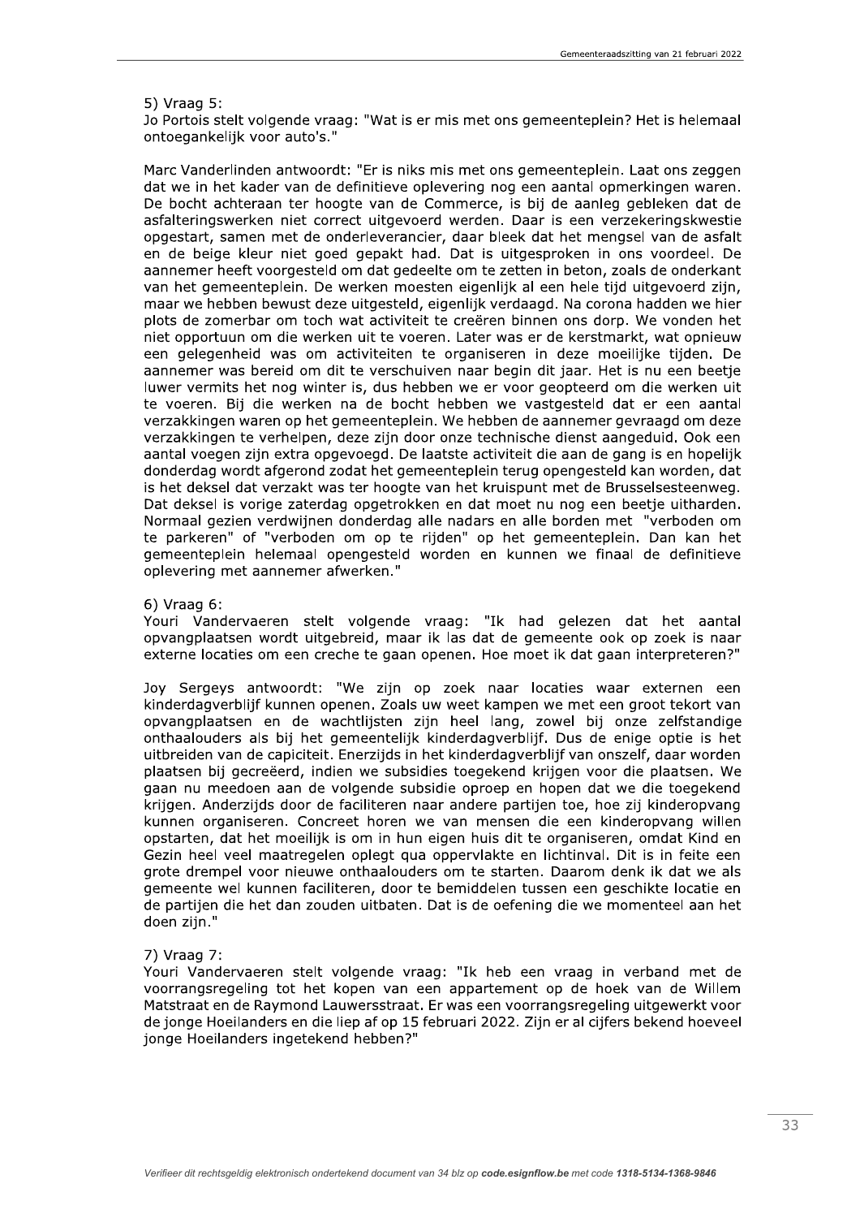5) Vraag 5:
Jo Portois stelt volgende vraag: "Wat is er mis met ons gemeenteplein? Het is helemaal ontoegankelijk voor auto's."

Marc Vanderlinden antwoordt: "Er is niks mis met ons gemeenteplein. Laat ons zeggen dat we in het kader van de definitieve oplevering nog een aantal opmerkingen waren. De bocht achteraan ter hoogte van de Commerce, is bij de aanleg gebleken dat de asfalteringswerken niet correct uitgevoerd werden. Daar is een verzekeringskwestie opgestart, samen met de onderleverancier, daar bleek dat het mengsel van de asfalt en de beige kleur niet goed gepakt had. Dat is uitgesproken in ons voordeel. De aannemer heeft voorgesteld om dat gedeelte om te zetten in beton, zoals de onderkant van het gemeenteplein. De werken moesten eigenlijk al een hele tijd uitgevoerd zijn, maar we hebben bewust deze uitgesteld, eigenlijk verdaagd. Na corona hadden we hier plots de zomerbar om toch wat activiteit te creëren binnen ons dorp. We vonden het niet opportuun om die werken uit te voeren. Later was er de kerstmarkt, wat opnieuw een gelegenheid was om activiteiten te organiseren in deze moeilijke tijden. De aannemer was bereid om dit te verschuiven naar begin dit jaar. Het is nu een beetje luwer vermits het nog winter is, dus hebben we er voor geopteerd om die werken uit te voeren. Bij die werken na de bocht hebben we vastgesteld dat er een aantal verzakkingen waren op het gemeenteplein. We hebben de aannemer gevraagd om deze verzakkingen te verhelpen, deze zijn door onze technische dienst aangeduid. Ook een aantal voegen zijn extra opgevoegd. De laatste activiteit die aan de gang is en hopelijk donderdag wordt afgerond zodat het gemeenteplein terug opengesteld kan worden, dat is het deksel dat verzakt was ter hoogte van het kruispunt met de Brusselsesteenweg. Dat deksel is vorige zaterdag opgetrokken en dat moet nu nog een beetje uitharden. Normaal gezien verdwijnen donderdag alle nadars en alle borden met "verboden om te parkeren" of "verboden om op te rijden" op het gemeenteplein. Dan kan het gemeenteplein helemaal opengesteld worden en kunnen we finaal de definitieve oplevering met aannemer afwerken."

6) Vraag 6:
Youri Vandervaeren stelt volgende vraag: "Ik had gelezen dat het aantal opvangplaatsen wordt uitgebreid, maar ik las dat de gemeente ook op zoek is naar externe locaties om een creche te gaan openen. Hoe moet ik dat gaan interpreteren?"

Joy Sergeys antwoordt: "We zijn op zoek naar locaties waar externen een kinderdagverblijf kunnen openen. Zoals uw weet kampen we met een groot tekort van opvangplaatsen en de wachtlijsten zijn heel lang, zowel bij onze zelfstandige onthaalouders als bij het gemeentelijk kinderdagverblijf. Dus de enige optie is het uitbreiden van de capiciteit. Enerzijds in het kinderdagverblijf van onszelf, daar worden plaatsen bij gecreëerd, indien we subsidies toegekend krijgen voor die plaatsen. We gaan nu meedoen aan de volgende subsidie oproep en hopen dat we die toegekend krijgen. Anderzijds door de faciliteren naar andere partijen toe, hoe zij kinderopvang kunnen organiseren. Concreet horen we van mensen die een kinderopvang willen opstarten, dat het moeilijk is om in hun eigen huis dit te organiseren, omdat Kind en Gezin heel veel maatregelen oplegt qua oppervlakte en lichtinval. Dit is in feite een grote drempel voor nieuwe onthaalouders om te starten. Daarom denk ik dat we als gemeente wel kunnen faciliteren, door te bemiddelen tussen een geschikte locatie en de partijen die het dan zouden uitbaten. Dat is de oefening die we momenteel aan het doen zijn."

7) Vraag 7:
Youri Vandervaeren stelt volgende vraag: "Ik heb een vraag in verband met de voorrangsregeling tot het kopen van een appartement op de hoek van de Willem Matstraat en de Raymond Lauwersstraat. Er was een voorrangsregeling uitgewerkt voor de jonge Hoeilanders en die liep af op 15 februari 2022. Zijn er al cijfers bekend hoeveel jonge Hoeilanders ingetekend hebben?"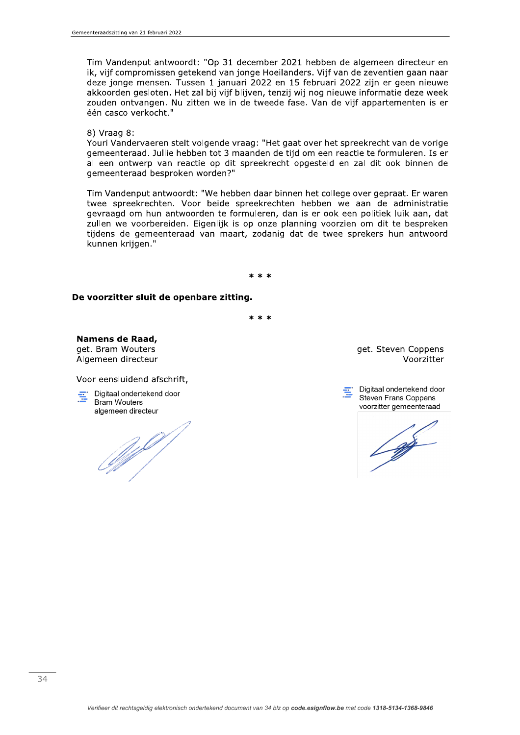Tim Vandenput antwoordt: "Op 31 december 2021 hebben de algemeen directeur en ik, vijf compromissen getekend van jonge Hoeilanders. Vijf van de zeventien gaan naar deze jonge mensen. Tussen 1 januari 2022 en 15 februari 2022 zijn er geen nieuwe akkoorden gesloten. Het zal bij vijf blijven, tenzij wij nog nieuwe informatie deze week zouden ontvangen. Nu zitten we in de tweede fase. Van de vijf appartementen is er één casco verkocht."

8) Vraag 8:
Youri Vandervaeren stelt volgende vraag: "Het gaat over het spreekrecht van de vorige gemeenteraad. Jullie hebben tot 3 maanden de tijd om een reactie te formuleren. Is er al een ontwerp van reactie op dit spreekrecht opgesteld en zal dit ook binnen de gemeenteraad besproken worden?"

Tim Vandenput antwoordt: "We hebben daar binnen het college over gepraat. Er waren twee spreekrechten. Voor beide spreekrechten hebben we aan de administratie gevraagd om hun antwoorden te formuleren, dan is er ook een politiek luik aan, dat zullen we voorbereiden. Eigenlijk is op onze planning voorzien om dit te bespreken tijdens de gemeenteraad van maart, zodanig dat de twee sprekers hun antwoord kunnen krijgen."

\* \* \*

**De voorzitter sluit de openbare zitting.**

\* \* \*

**Namens de Raad,**
get. Bram Wouters
Algemeen directeur

get. Steven Coppens
Voorzitter

Voor eensluidend afschrift,

Digitaal ondertekend door
Bram Wouters
algemeen directeur

Digitaal ondertekend door
Steven Frans Coppens
voorzitter gemeenteraad

*Verifieer dit rechtsgeldig elektronisch ondertekend document van 34 blz op **code.esignflow.be** met code **1318-5134-1368-9846***